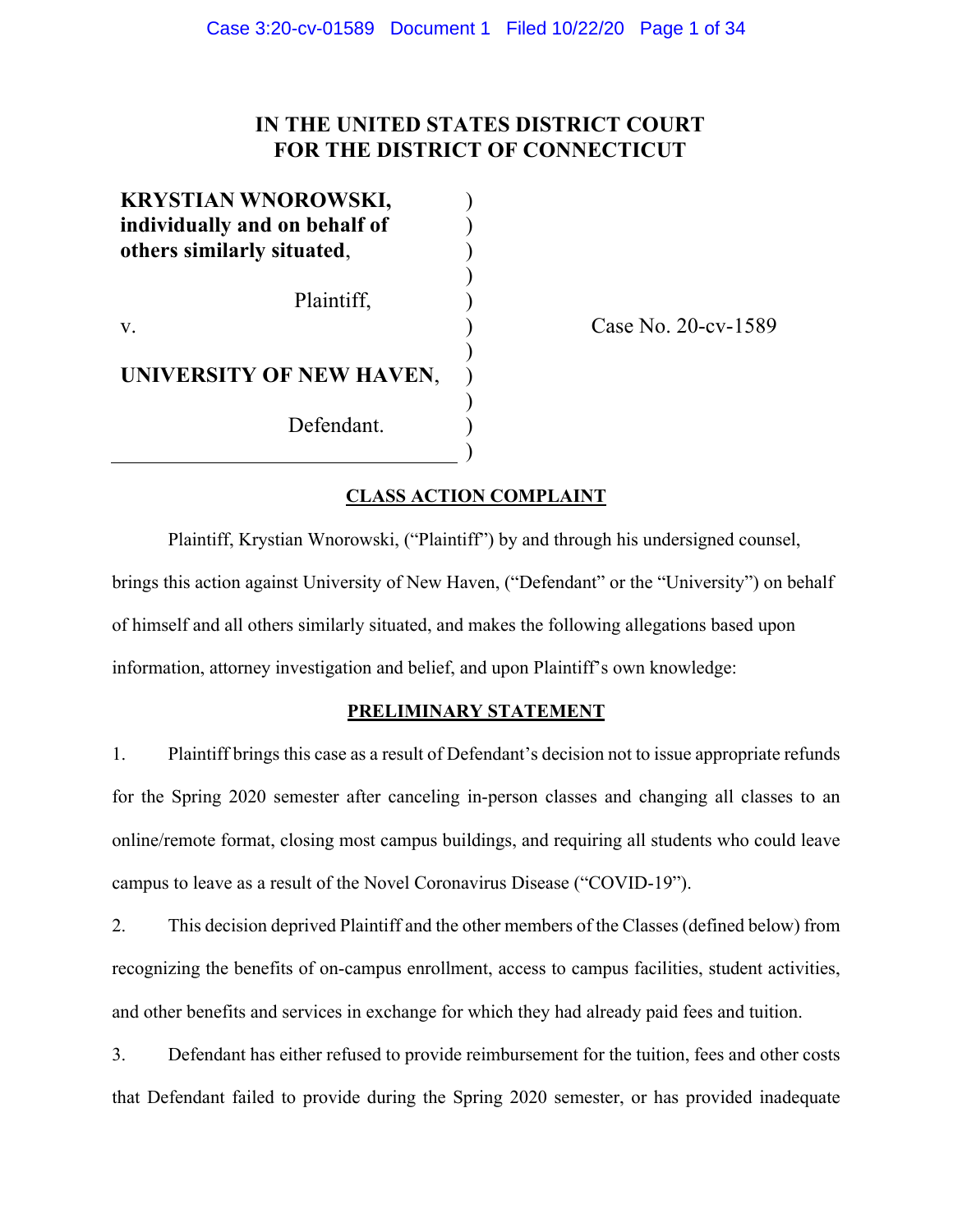# IN THE UNITED STATES DISTRICT COURT
# FOR THE DISTRICT OF CONNECTICUT

**KRYSTIAN WNOROWSKI, individually and on behalf of others similarly situated**,

Plaintiff,

v.

**UNIVERSITY OF NEW HAVEN**,

Defendant.

Case No. 20-cv-1589

## CLASS ACTION COMPLAINT

Plaintiff, Krystian Wnorowski, ("Plaintiff") by and through his undersigned counsel, brings this action against University of New Haven, ("Defendant" or the "University") on behalf of himself and all others similarly situated, and makes the following allegations based upon information, attorney investigation and belief, and upon Plaintiff's own knowledge:

## PRELIMINARY STATEMENT

1. Plaintiff brings this case as a result of Defendant's decision not to issue appropriate refunds for the Spring 2020 semester after canceling in-person classes and changing all classes to an online/remote format, closing most campus buildings, and requiring all students who could leave campus to leave as a result of the Novel Coronavirus Disease ("COVID-19").

2. This decision deprived Plaintiff and the other members of the Classes (defined below) from recognizing the benefits of on-campus enrollment, access to campus facilities, student activities, and other benefits and services in exchange for which they had already paid fees and tuition.

3. Defendant has either refused to provide reimbursement for the tuition, fees and other costs that Defendant failed to provide during the Spring 2020 semester, or has provided inadequate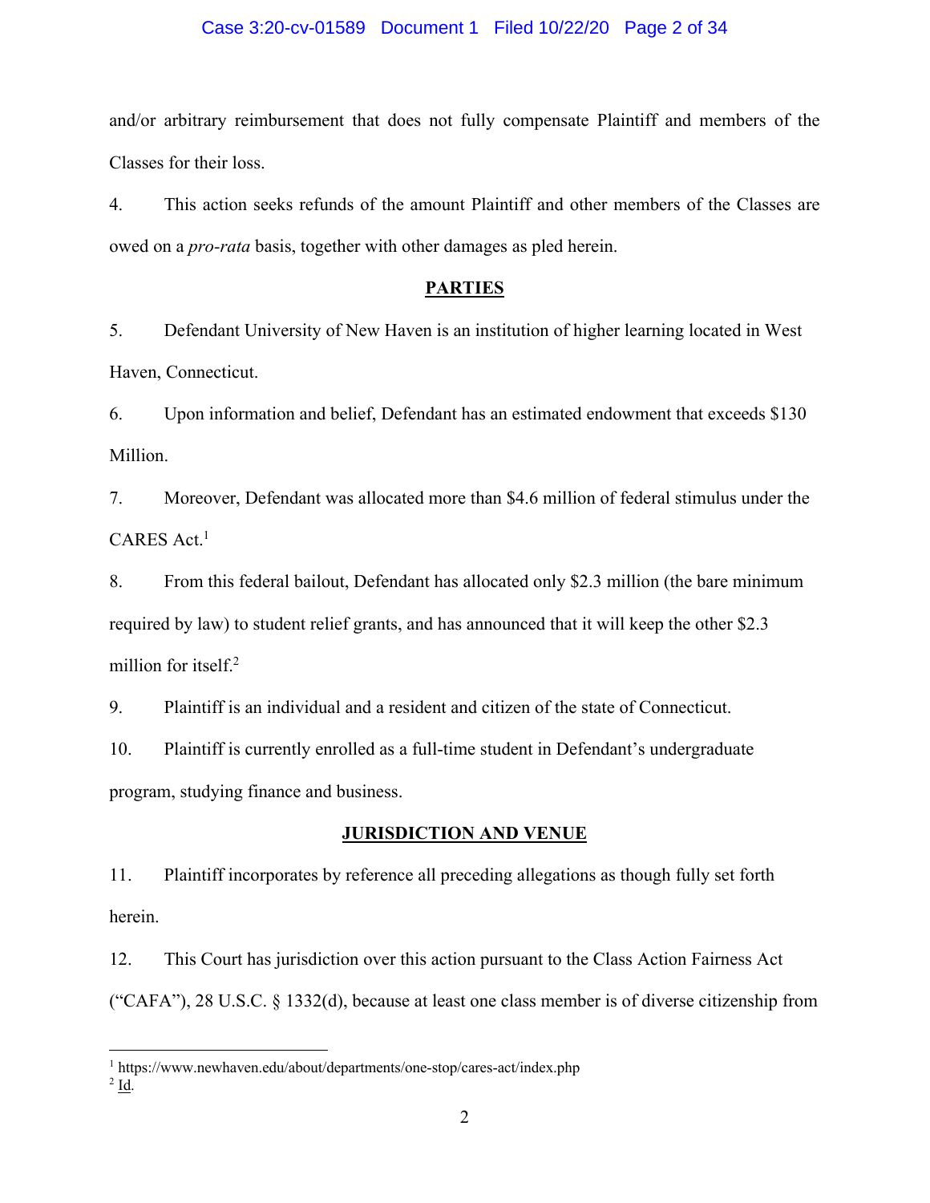and/or arbitrary reimbursement that does not fully compensate Plaintiff and members of the Classes for their loss.

4. This action seeks refunds of the amount Plaintiff and other members of the Classes are owed on a *pro-rata* basis, together with other damages as pled herein.

## PARTIES

5. Defendant University of New Haven is an institution of higher learning located in West Haven, Connecticut.

6. Upon information and belief, Defendant has an estimated endowment that exceeds $130 Million.

7. Moreover, Defendant was allocated more than $4.6 million of federal stimulus under the CARES Act.[1]

8. From this federal bailout, Defendant has allocated only $2.3 million (the bare minimum required by law) to student relief grants, and has announced that it will keep the other $2.3 million for itself.[2]

9. Plaintiff is an individual and a resident and citizen of the state of Connecticut.

10. Plaintiff is currently enrolled as a full-time student in Defendant's undergraduate program, studying finance and business.

## JURISDICTION AND VENUE

11. Plaintiff incorporates by reference all preceding allegations as though fully set forth herein.

12. This Court has jurisdiction over this action pursuant to the Class Action Fairness Act ("CAFA"), 28 U.S.C. § 1332(d), because at least one class member is of diverse citizenship from

---

[1] https://www.newhaven.edu/about/departments/one-stop/cares-act/index.php

[2] Id.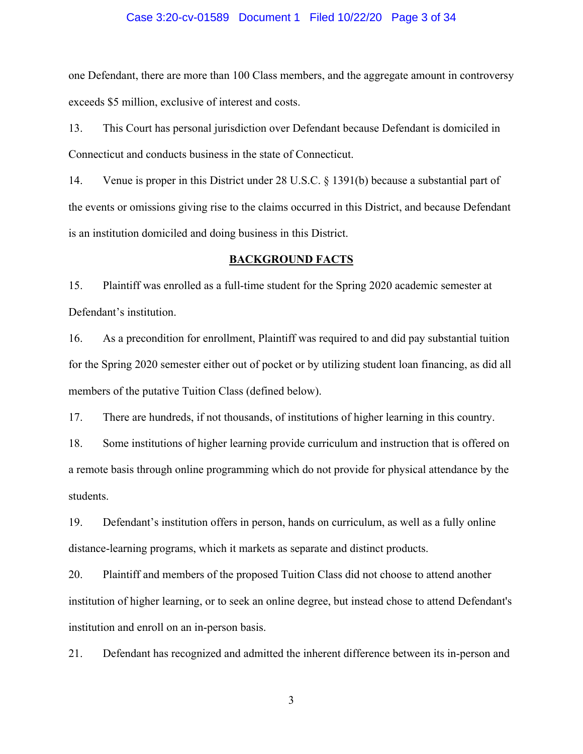one Defendant, there are more than 100 Class members, and the aggregate amount in controversy exceeds $5 million, exclusive of interest and costs.

13. This Court has personal jurisdiction over Defendant because Defendant is domiciled in Connecticut and conducts business in the state of Connecticut.

14. Venue is proper in this District under 28 U.S.C. § 1391(b) because a substantial part of the events or omissions giving rise to the claims occurred in this District, and because Defendant is an institution domiciled and doing business in this District.

## BACKGROUND FACTS

15. Plaintiff was enrolled as a full-time student for the Spring 2020 academic semester at Defendant's institution.

16. As a precondition for enrollment, Plaintiff was required to and did pay substantial tuition for the Spring 2020 semester either out of pocket or by utilizing student loan financing, as did all members of the putative Tuition Class (defined below).

17. There are hundreds, if not thousands, of institutions of higher learning in this country.

18. Some institutions of higher learning provide curriculum and instruction that is offered on a remote basis through online programming which do not provide for physical attendance by the students.

19. Defendant's institution offers in person, hands on curriculum, as well as a fully online distance-learning programs, which it markets as separate and distinct products.

20. Plaintiff and members of the proposed Tuition Class did not choose to attend another institution of higher learning, or to seek an online degree, but instead chose to attend Defendant's institution and enroll on an in-person basis.

21. Defendant has recognized and admitted the inherent difference between its in-person and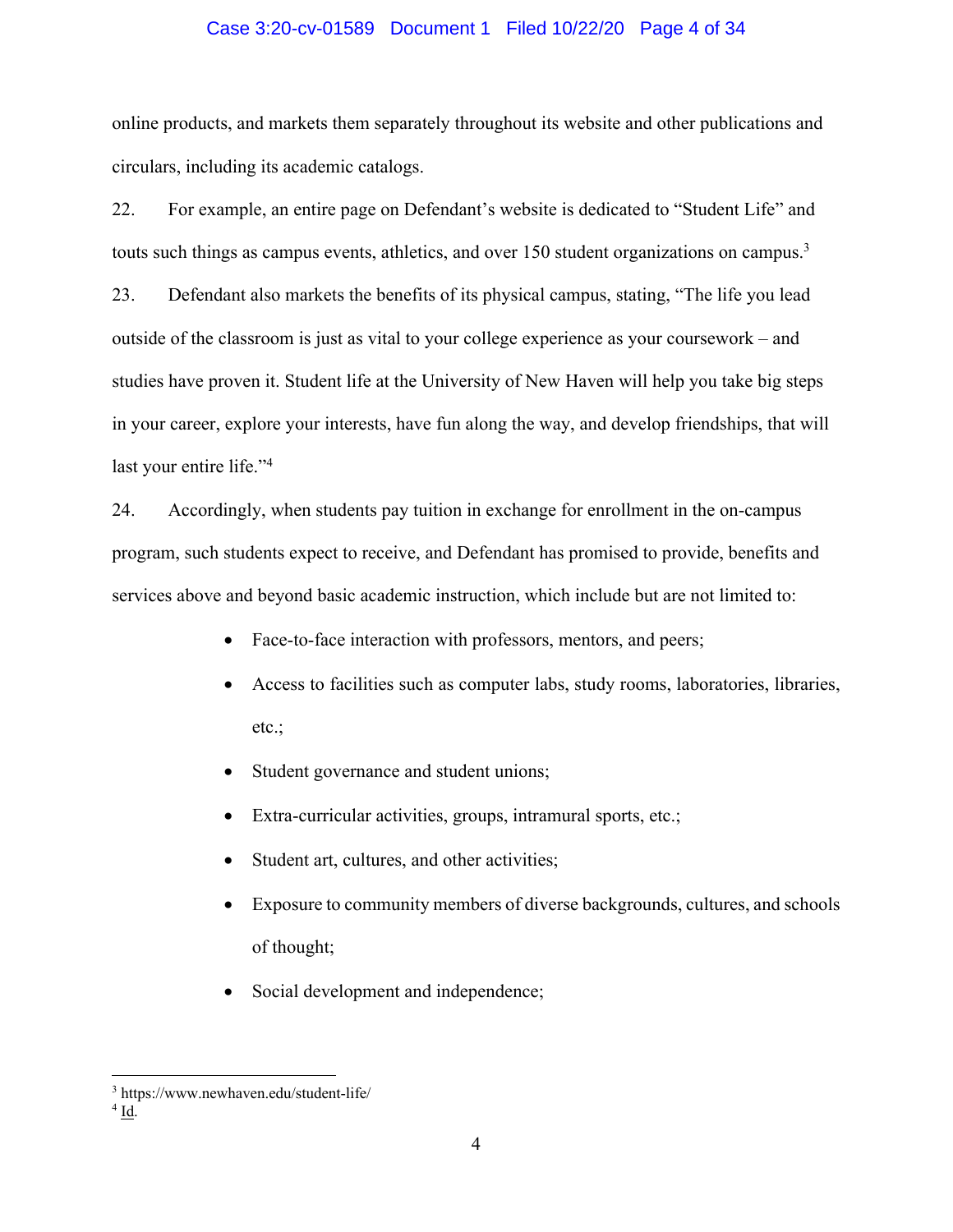online products, and markets them separately throughout its website and other publications and circulars, including its academic catalogs.

22. For example, an entire page on Defendant's website is dedicated to "Student Life" and touts such things as campus events, athletics, and over 150 student organizations on campus.[3]

23. Defendant also markets the benefits of its physical campus, stating, "The life you lead outside of the classroom is just as vital to your college experience as your coursework – and studies have proven it. Student life at the University of New Haven will help you take big steps in your career, explore your interests, have fun along the way, and develop friendships, that will last your entire life."[4]

24. Accordingly, when students pay tuition in exchange for enrollment in the on-campus program, such students expect to receive, and Defendant has promised to provide, benefits and services above and beyond basic academic instruction, which include but are not limited to:

- Face-to-face interaction with professors, mentors, and peers;
- Access to facilities such as computer labs, study rooms, laboratories, libraries, etc.;
- Student governance and student unions;
- Extra-curricular activities, groups, intramural sports, etc.;
- Student art, cultures, and other activities;
- Exposure to community members of diverse backgrounds, cultures, and schools of thought;
- Social development and independence;

---

[3] https://www.newhaven.edu/student-life/

[4] Id.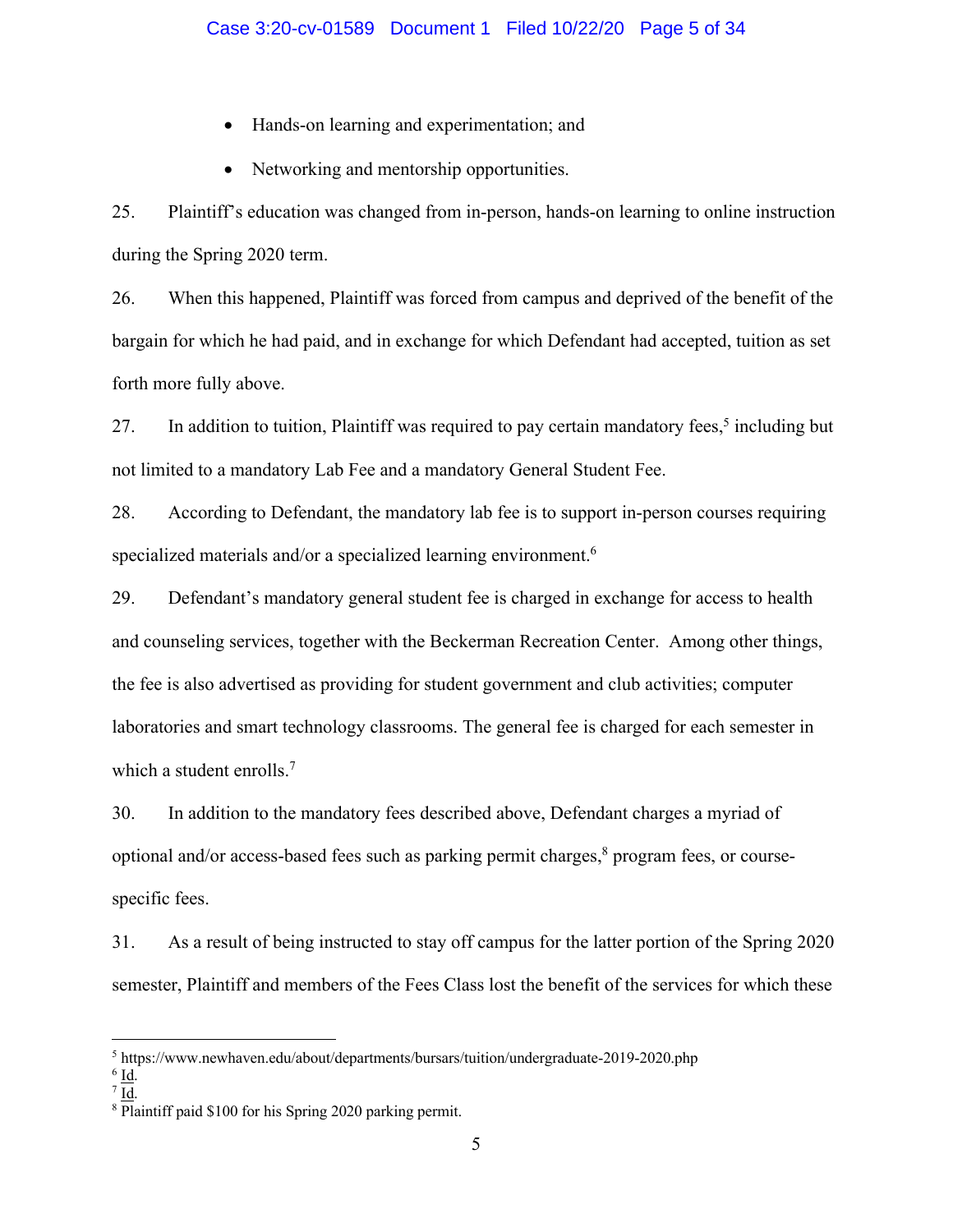- Hands-on learning and experimentation; and
- Networking and mentorship opportunities.

25. Plaintiff's education was changed from in-person, hands-on learning to online instruction during the Spring 2020 term.

26. When this happened, Plaintiff was forced from campus and deprived of the benefit of the bargain for which he had paid, and in exchange for which Defendant had accepted, tuition as set forth more fully above.

27. In addition to tuition, Plaintiff was required to pay certain mandatory fees,[5] including but not limited to a mandatory Lab Fee and a mandatory General Student Fee.

28. According to Defendant, the mandatory lab fee is to support in-person courses requiring specialized materials and/or a specialized learning environment.[6]

29. Defendant's mandatory general student fee is charged in exchange for access to health and counseling services, together with the Beckerman Recreation Center. Among other things, the fee is also advertised as providing for student government and club activities; computer laboratories and smart technology classrooms. The general fee is charged for each semester in which a student enrolls.[7]

30. In addition to the mandatory fees described above, Defendant charges a myriad of optional and/or access-based fees such as parking permit charges,[8] program fees, or course-specific fees.

31. As a result of being instructed to stay off campus for the latter portion of the Spring 2020 semester, Plaintiff and members of the Fees Class lost the benefit of the services for which these

---

[5] https://www.newhaven.edu/about/departments/bursars/tuition/undergraduate-2019-2020.php

[6] Id.

[7] Id.

[8] Plaintiff paid $100 for his Spring 2020 parking permit.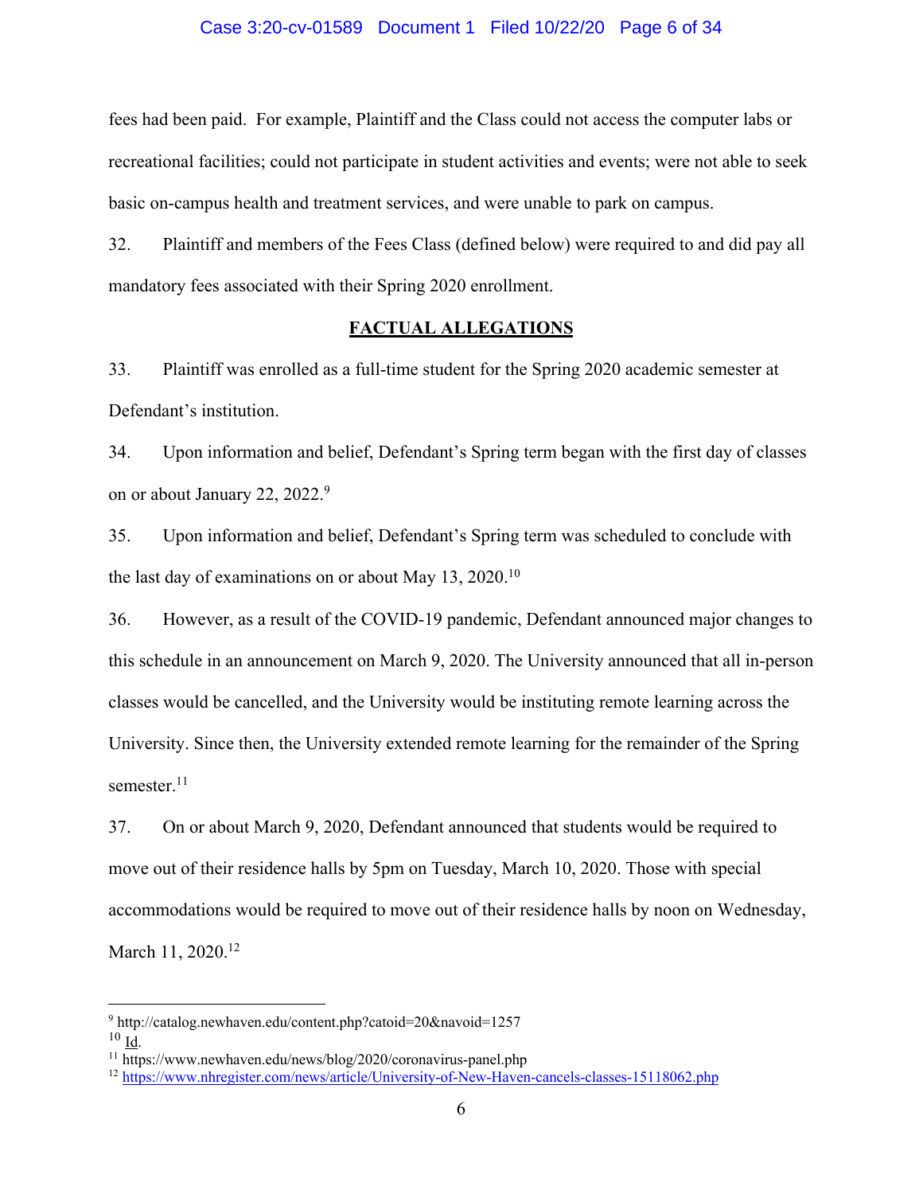fees had been paid. For example, Plaintiff and the Class could not access the computer labs or recreational facilities; could not participate in student activities and events; were not able to seek basic on-campus health and treatment services, and were unable to park on campus.

32. Plaintiff and members of the Fees Class (defined below) were required to and did pay all mandatory fees associated with their Spring 2020 enrollment.

## FACTUAL ALLEGATIONS

33. Plaintiff was enrolled as a full-time student for the Spring 2020 academic semester at Defendant's institution.

34. Upon information and belief, Defendant's Spring term began with the first day of classes on or about January 22, 2022.[9]

35. Upon information and belief, Defendant's Spring term was scheduled to conclude with the last day of examinations on or about May 13, 2020.[10]

36. However, as a result of the COVID-19 pandemic, Defendant announced major changes to this schedule in an announcement on March 9, 2020. The University announced that all in-person classes would be cancelled, and the University would be instituting remote learning across the University. Since then, the University extended remote learning for the remainder of the Spring semester.[11]

37. On or about March 9, 2020, Defendant announced that students would be required to move out of their residence halls by 5pm on Tuesday, March 10, 2020. Those with special accommodations would be required to move out of their residence halls by noon on Wednesday, March 11, 2020.[12]

---

[9] http://catalog.newhaven.edu/content.php?catoid=20&navoid=1257

[10] Id.

[11] https://www.newhaven.edu/news/blog/2020/coronavirus-panel.php

[12] https://www.nhregister.com/news/article/University-of-New-Haven-cancels-classes-15118062.php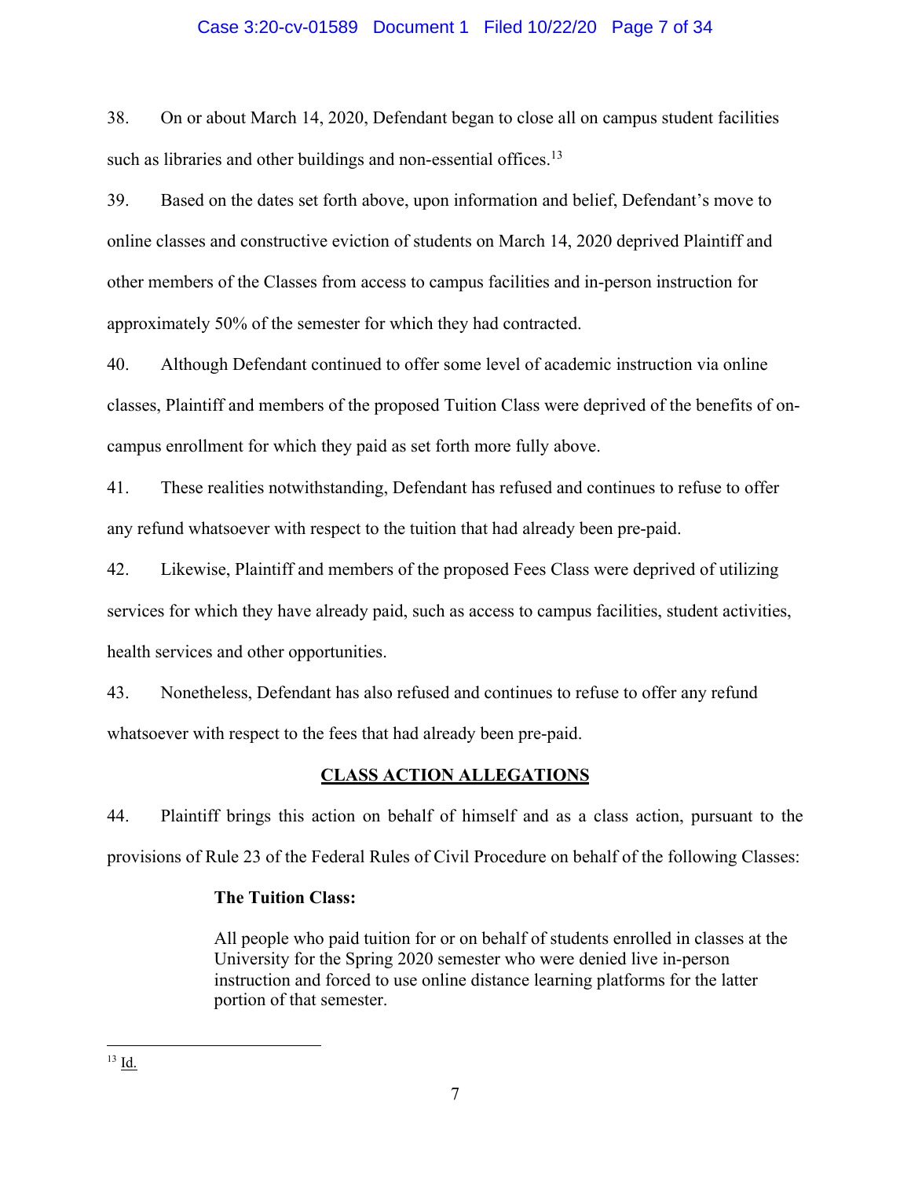38. On or about March 14, 2020, Defendant began to close all on campus student facilities such as libraries and other buildings and non-essential offices.[13]

39. Based on the dates set forth above, upon information and belief, Defendant's move to online classes and constructive eviction of students on March 14, 2020 deprived Plaintiff and other members of the Classes from access to campus facilities and in-person instruction for approximately 50% of the semester for which they had contracted.

40. Although Defendant continued to offer some level of academic instruction via online classes, Plaintiff and members of the proposed Tuition Class were deprived of the benefits of on-campus enrollment for which they paid as set forth more fully above.

41. These realities notwithstanding, Defendant has refused and continues to refuse to offer any refund whatsoever with respect to the tuition that had already been pre-paid.

42. Likewise, Plaintiff and members of the proposed Fees Class were deprived of utilizing services for which they have already paid, such as access to campus facilities, student activities, health services and other opportunities.

43. Nonetheless, Defendant has also refused and continues to refuse to offer any refund whatsoever with respect to the fees that had already been pre-paid.

## CLASS ACTION ALLEGATIONS

44. Plaintiff brings this action on behalf of himself and as a class action, pursuant to the provisions of Rule 23 of the Federal Rules of Civil Procedure on behalf of the following Classes:

> **The Tuition Class:**
>
> All people who paid tuition for or on behalf of students enrolled in classes at the University for the Spring 2020 semester who were denied live in-person instruction and forced to use online distance learning platforms for the latter portion of that semester.

---

[13] Id.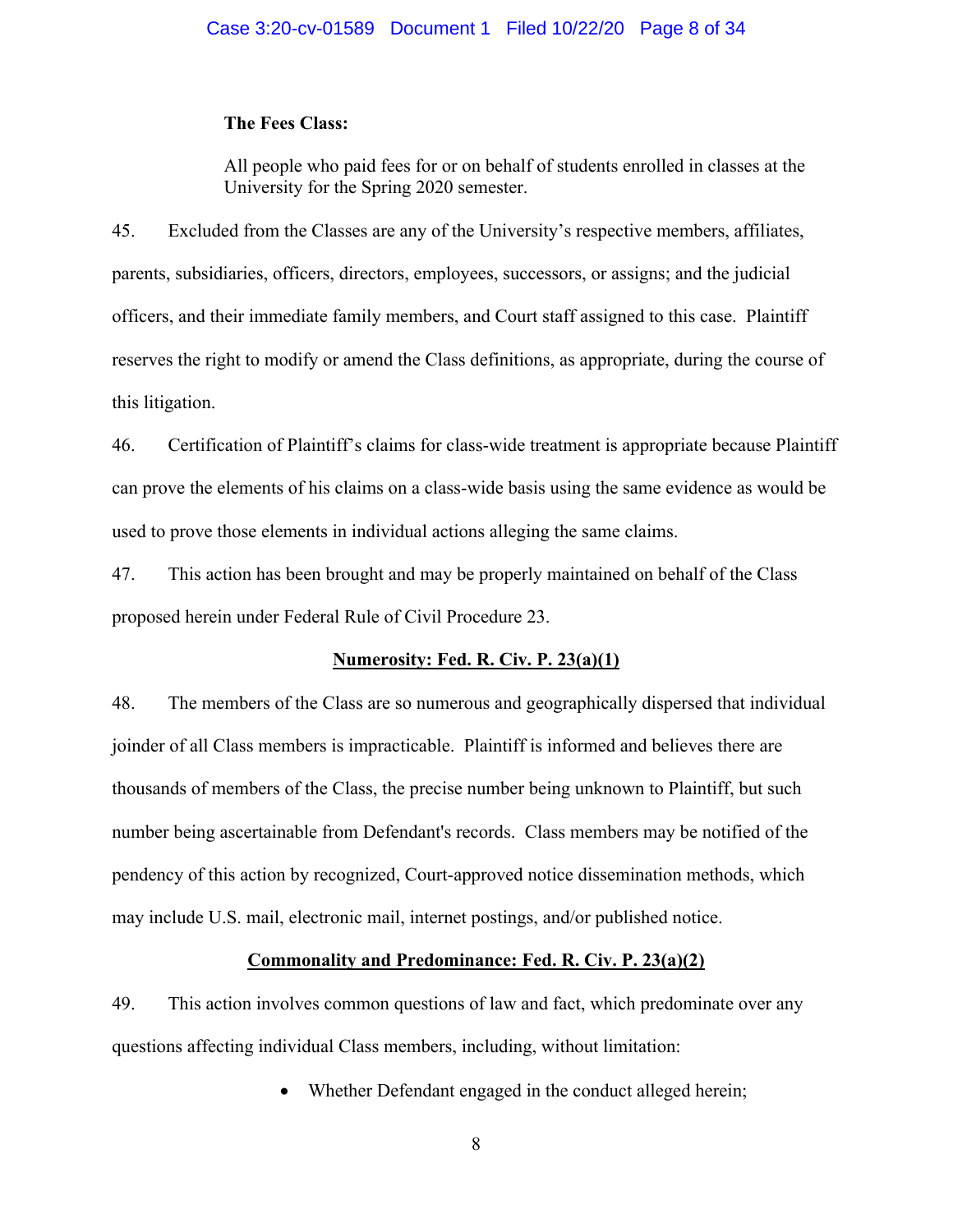**The Fees Class:**

All people who paid fees for or on behalf of students enrolled in classes at the University for the Spring 2020 semester.

45. Excluded from the Classes are any of the University's respective members, affiliates, parents, subsidiaries, officers, directors, employees, successors, or assigns; and the judicial officers, and their immediate family members, and Court staff assigned to this case. Plaintiff reserves the right to modify or amend the Class definitions, as appropriate, during the course of this litigation.

46. Certification of Plaintiff's claims for class-wide treatment is appropriate because Plaintiff can prove the elements of his claims on a class-wide basis using the same evidence as would be used to prove those elements in individual actions alleging the same claims.

47. This action has been brought and may be properly maintained on behalf of the Class proposed herein under Federal Rule of Civil Procedure 23.

**Numerosity: Fed. R. Civ. P. 23(a)(1)**

48. The members of the Class are so numerous and geographically dispersed that individual joinder of all Class members is impracticable. Plaintiff is informed and believes there are thousands of members of the Class, the precise number being unknown to Plaintiff, but such number being ascertainable from Defendant's records. Class members may be notified of the pendency of this action by recognized, Court-approved notice dissemination methods, which may include U.S. mail, electronic mail, internet postings, and/or published notice.

**Commonality and Predominance: Fed. R. Civ. P. 23(a)(2)**

49. This action involves common questions of law and fact, which predominate over any questions affecting individual Class members, including, without limitation:

- Whether Defendant engaged in the conduct alleged herein;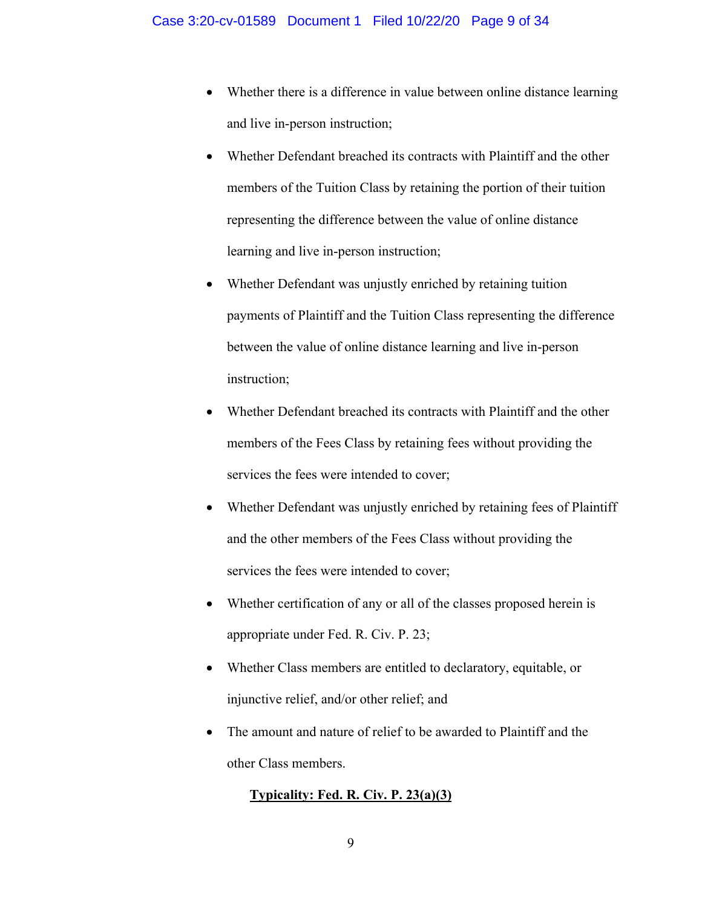- Whether there is a difference in value between online distance learning and live in-person instruction;
- Whether Defendant breached its contracts with Plaintiff and the other members of the Tuition Class by retaining the portion of their tuition representing the difference between the value of online distance learning and live in-person instruction;
- Whether Defendant was unjustly enriched by retaining tuition payments of Plaintiff and the Tuition Class representing the difference between the value of online distance learning and live in-person instruction;
- Whether Defendant breached its contracts with Plaintiff and the other members of the Fees Class by retaining fees without providing the services the fees were intended to cover;
- Whether Defendant was unjustly enriched by retaining fees of Plaintiff and the other members of the Fees Class without providing the services the fees were intended to cover;
- Whether certification of any or all of the classes proposed herein is appropriate under Fed. R. Civ. P. 23;
- Whether Class members are entitled to declaratory, equitable, or injunctive relief, and/or other relief; and
- The amount and nature of relief to be awarded to Plaintiff and the other Class members.

**Typicality: Fed. R. Civ. P. 23(a)(3)**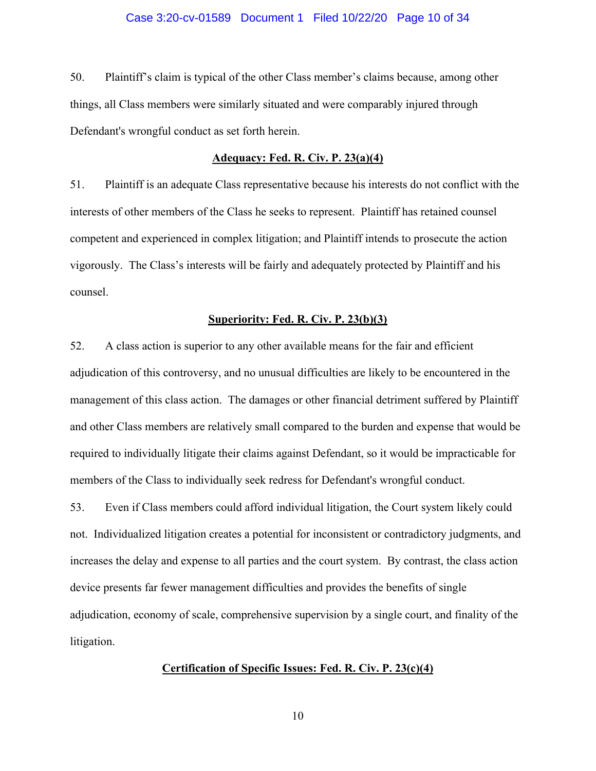50. Plaintiff's claim is typical of the other Class member's claims because, among other things, all Class members were similarly situated and were comparably injured through Defendant's wrongful conduct as set forth herein.

**Adequacy: Fed. R. Civ. P. 23(a)(4)**

51. Plaintiff is an adequate Class representative because his interests do not conflict with the interests of other members of the Class he seeks to represent. Plaintiff has retained counsel competent and experienced in complex litigation; and Plaintiff intends to prosecute the action vigorously. The Class's interests will be fairly and adequately protected by Plaintiff and his counsel.

**Superiority: Fed. R. Civ. P. 23(b)(3)**

52. A class action is superior to any other available means for the fair and efficient adjudication of this controversy, and no unusual difficulties are likely to be encountered in the management of this class action. The damages or other financial detriment suffered by Plaintiff and other Class members are relatively small compared to the burden and expense that would be required to individually litigate their claims against Defendant, so it would be impracticable for members of the Class to individually seek redress for Defendant's wrongful conduct.

53. Even if Class members could afford individual litigation, the Court system likely could not. Individualized litigation creates a potential for inconsistent or contradictory judgments, and increases the delay and expense to all parties and the court system. By contrast, the class action device presents far fewer management difficulties and provides the benefits of single adjudication, economy of scale, comprehensive supervision by a single court, and finality of the litigation.

**Certification of Specific Issues: Fed. R. Civ. P. 23(c)(4)**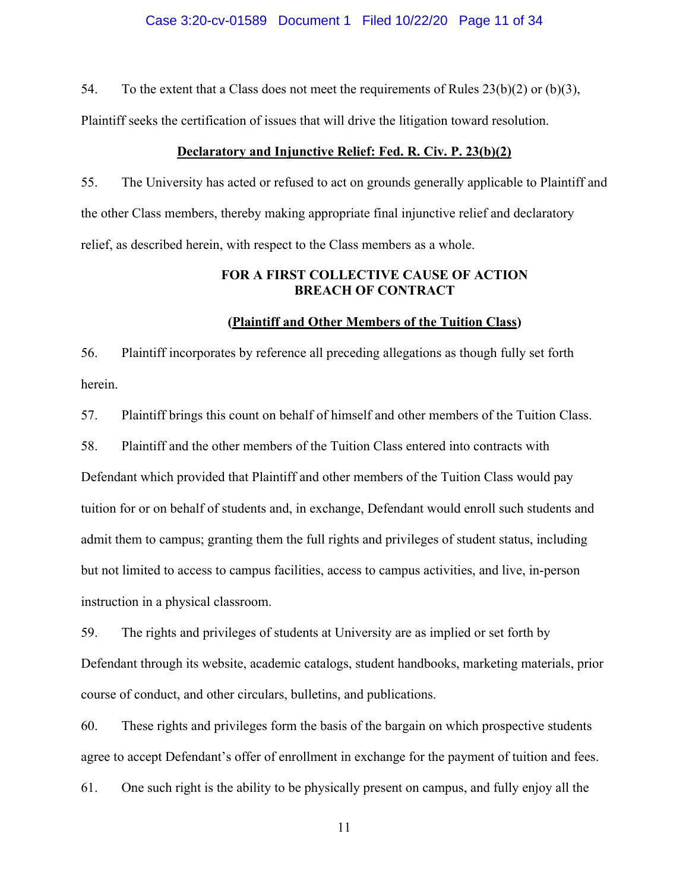54. To the extent that a Class does not meet the requirements of Rules 23(b)(2) or (b)(3), Plaintiff seeks the certification of issues that will drive the litigation toward resolution.

**<u>Declaratory and Injunctive Relief: Fed. R. Civ. P. 23(b)(2)</u>**

55. The University has acted or refused to act on grounds generally applicable to Plaintiff and the other Class members, thereby making appropriate final injunctive relief and declaratory relief, as described herein, with respect to the Class members as a whole.

**FOR A FIRST COLLECTIVE CAUSE OF ACTION**
**BREACH OF CONTRACT**

**(<u>Plaintiff and Other Members of the Tuition Class</u>)**

56. Plaintiff incorporates by reference all preceding allegations as though fully set forth herein.

57. Plaintiff brings this count on behalf of himself and other members of the Tuition Class.

58. Plaintiff and the other members of the Tuition Class entered into contracts with Defendant which provided that Plaintiff and other members of the Tuition Class would pay tuition for or on behalf of students and, in exchange, Defendant would enroll such students and admit them to campus; granting them the full rights and privileges of student status, including but not limited to access to campus facilities, access to campus activities, and live, in-person instruction in a physical classroom.

59. The rights and privileges of students at University are as implied or set forth by Defendant through its website, academic catalogs, student handbooks, marketing materials, prior course of conduct, and other circulars, bulletins, and publications.

60. These rights and privileges form the basis of the bargain on which prospective students agree to accept Defendant's offer of enrollment in exchange for the payment of tuition and fees.

61. One such right is the ability to be physically present on campus, and fully enjoy all the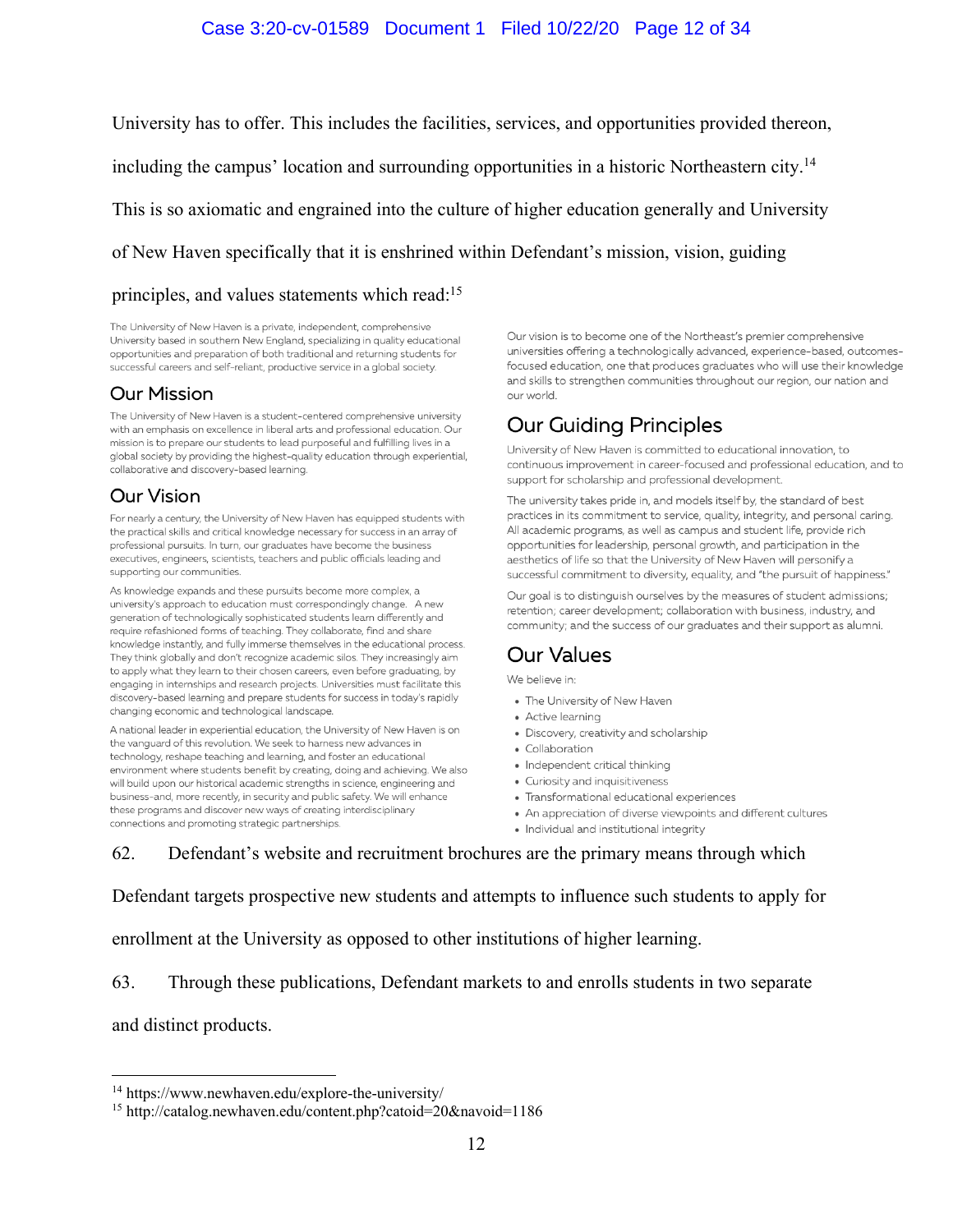University has to offer. This includes the facilities, services, and opportunities provided thereon, including the campus' location and surrounding opportunities in a historic Northeastern city.[14] This is so axiomatic and engrained into the culture of higher education generally and University of New Haven specifically that it is enshrined within Defendant's mission, vision, guiding principles, and values statements which read:[15]

> The University of New Haven is a private, independent, comprehensive University based in southern New England, specializing in quality educational opportunities and preparation of both traditional and returning students for successful careers and self-reliant, productive service in a global society.
>
> ## Our Mission
>
> The University of New Haven is a student-centered comprehensive university with an emphasis on excellence in liberal arts and professional education. Our mission is to prepare our students to lead purposeful and fulfilling lives in a global society by providing the highest-quality education through experiential, collaborative and discovery-based learning.
>
> ## Our Vision
>
> For nearly a century, the University of New Haven has equipped students with the practical skills and critical knowledge necessary for success in an array of professional pursuits. In turn, our graduates have become the business executives, engineers, scientists, teachers and public officials leading and supporting our communities.
>
> As knowledge expands and these pursuits become more complex, a university's approach to education must correspondingly change. A new generation of technologically sophisticated students learn differently and require refashioned forms of teaching. They collaborate, find and share knowledge instantly, and fully immerse themselves in the educational process. They think globally and don't recognize academic silos. They increasingly aim to apply what they learn to their chosen careers, even before graduating, by engaging in internships and research projects. Universities must facilitate this discovery-based learning and prepare students for success in today's rapidly changing economic and technological landscape.
>
> A national leader in experiential education, the University of New Haven is on the vanguard of this revolution. We seek to harness new advances in technology, reshape teaching and learning, and foster an educational environment where students benefit by creating, doing and achieving. We also will build upon our historical academic strengths in science, engineering and business-and, more recently, in security and public safety. We will enhance these programs and discover new ways of creating interdisciplinary connections and promoting strategic partnerships.
>
> Our vision is to become one of the Northeast's premier comprehensive universities offering a technologically advanced, experience-based, outcomes-focused education, one that produces graduates who will use their knowledge and skills to strengthen communities throughout our region, our nation and our world.
>
> ## Our Guiding Principles
>
> University of New Haven is committed to educational innovation, to continuous improvement in career-focused and professional education, and to support for scholarship and professional development.
>
> The university takes pride in, and models itself by, the standard of best practices in its commitment to service, quality, integrity, and personal caring. All academic programs, as well as campus and student life, provide rich opportunities for leadership, personal growth, and participation in the aesthetics of life so that the University of New Haven will personify a successful commitment to diversity, equality, and "the pursuit of happiness."
>
> Our goal is to distinguish ourselves by the measures of student admissions; retention; career development; collaboration with business, industry, and community; and the success of our graduates and their support as alumni.
>
> ## Our Values
>
> We believe in:
>
> - The University of New Haven
> - Active learning
> - Discovery, creativity and scholarship
> - Collaboration
> - Independent critical thinking
> - Curiosity and inquisitiveness
> - Transformational educational experiences
> - An appreciation of diverse viewpoints and different cultures
> - Individual and institutional integrity

62. Defendant's website and recruitment brochures are the primary means through which Defendant targets prospective new students and attempts to influence such students to apply for enrollment at the University as opposed to other institutions of higher learning.

63. Through these publications, Defendant markets to and enrolls students in two separate and distinct products.

---

[14] https://www.newhaven.edu/explore-the-university/

[15] http://catalog.newhaven.edu/content.php?catoid=20&navoid=1186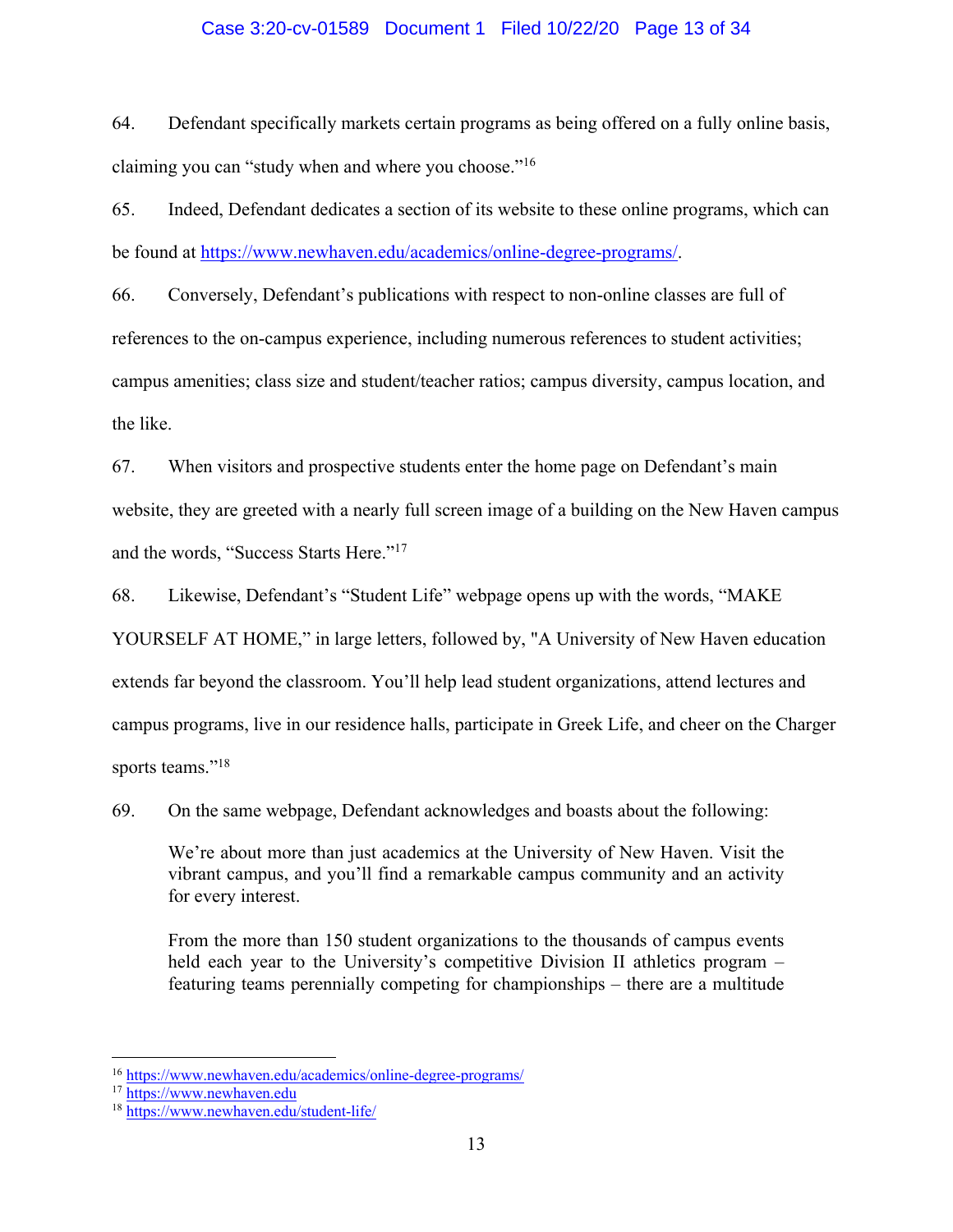64. Defendant specifically markets certain programs as being offered on a fully online basis, claiming you can "study when and where you choose."[16]

65. Indeed, Defendant dedicates a section of its website to these online programs, which can be found at https://www.newhaven.edu/academics/online-degree-programs/.

66. Conversely, Defendant's publications with respect to non-online classes are full of references to the on-campus experience, including numerous references to student activities; campus amenities; class size and student/teacher ratios; campus diversity, campus location, and the like.

67. When visitors and prospective students enter the home page on Defendant's main website, they are greeted with a nearly full screen image of a building on the New Haven campus and the words, "Success Starts Here."[17]

68. Likewise, Defendant's "Student Life" webpage opens up with the words, "MAKE YOURSELF AT HOME," in large letters, followed by, "A University of New Haven education extends far beyond the classroom. You'll help lead student organizations, attend lectures and campus programs, live in our residence halls, participate in Greek Life, and cheer on the Charger sports teams."[18]

69. On the same webpage, Defendant acknowledges and boasts about the following:

> We're about more than just academics at the University of New Haven. Visit the vibrant campus, and you'll find a remarkable campus community and an activity for every interest.
>
> From the more than 150 student organizations to the thousands of campus events held each year to the University's competitive Division II athletics program – featuring teams perennially competing for championships – there are a multitude

---

[16] https://www.newhaven.edu/academics/online-degree-programs/

[17] https://www.newhaven.edu

[18] https://www.newhaven.edu/student-life/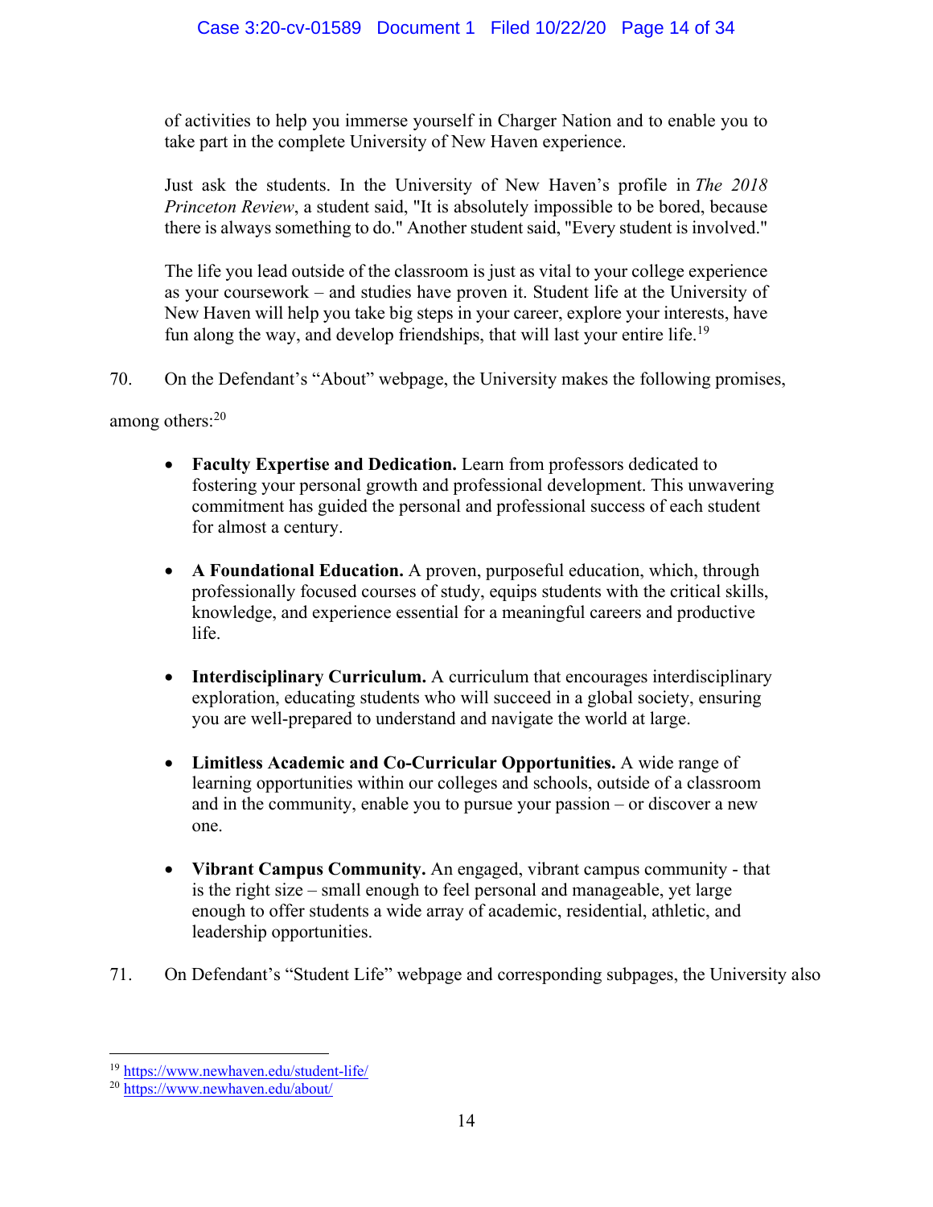> of activities to help you immerse yourself in Charger Nation and to enable you to take part in the complete University of New Haven experience.
>
> Just ask the students. In the University of New Haven's profile in *The 2018 Princeton Review*, a student said, "It is absolutely impossible to be bored, because there is always something to do." Another student said, "Every student is involved."
>
> The life you lead outside of the classroom is just as vital to your college experience as your coursework – and studies have proven it. Student life at the University of New Haven will help you take big steps in your career, explore your interests, have fun along the way, and develop friendships, that will last your entire life.[19]

70. On the Defendant's "About" webpage, the University makes the following promises, among others:[20]

- **Faculty Expertise and Dedication.** Learn from professors dedicated to fostering your personal growth and professional development. This unwavering commitment has guided the personal and professional success of each student for almost a century.

- **A Foundational Education.** A proven, purposeful education, which, through professionally focused courses of study, equips students with the critical skills, knowledge, and experience essential for a meaningful careers and productive life.

- **Interdisciplinary Curriculum.** A curriculum that encourages interdisciplinary exploration, educating students who will succeed in a global society, ensuring you are well-prepared to understand and navigate the world at large.

- **Limitless Academic and Co-Curricular Opportunities.** A wide range of learning opportunities within our colleges and schools, outside of a classroom and in the community, enable you to pursue your passion – or discover a new one.

- **Vibrant Campus Community.** An engaged, vibrant campus community - that is the right size – small enough to feel personal and manageable, yet large enough to offer students a wide array of academic, residential, athletic, and leadership opportunities.

71. On Defendant's "Student Life" webpage and corresponding subpages, the University also

---

[19] https://www.newhaven.edu/student-life/

[20] https://www.newhaven.edu/about/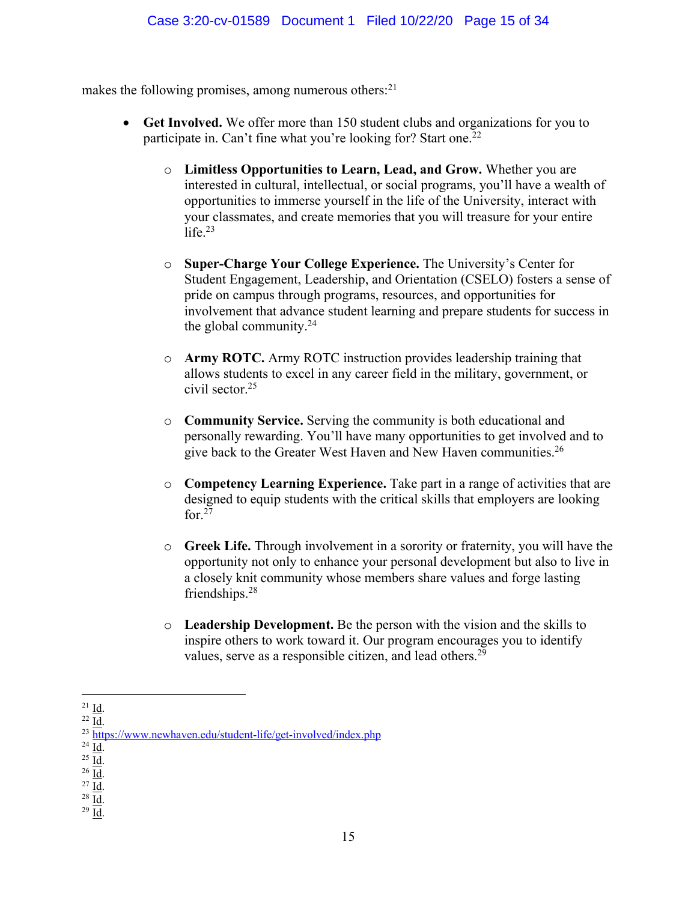makes the following promises, among numerous others:[21]

- **Get Involved.** We offer more than 150 student clubs and organizations for you to participate in. Can't fine what you're looking for? Start one.[22]
    - **Limitless Opportunities to Learn, Lead, and Grow.** Whether you are interested in cultural, intellectual, or social programs, you'll have a wealth of opportunities to immerse yourself in the life of the University, interact with your classmates, and create memories that you will treasure for your entire life.[23]
    - **Super-Charge Your College Experience.** The University's Center for Student Engagement, Leadership, and Orientation (CSELO) fosters a sense of pride on campus through programs, resources, and opportunities for involvement that advance student learning and prepare students for success in the global community.[24]
    - **Army ROTC.** Army ROTC instruction provides leadership training that allows students to excel in any career field in the military, government, or civil sector.[25]
    - **Community Service.** Serving the community is both educational and personally rewarding. You'll have many opportunities to get involved and to give back to the Greater West Haven and New Haven communities.[26]
    - **Competency Learning Experience.** Take part in a range of activities that are designed to equip students with the critical skills that employers are looking for.[27]
    - **Greek Life.** Through involvement in a sorority or fraternity, you will have the opportunity not only to enhance your personal development but also to live in a closely knit community whose members share values and forge lasting friendships.[28]
    - **Leadership Development.** Be the person with the vision and the skills to inspire others to work toward it. Our program encourages you to identify values, serve as a responsible citizen, and lead others.[29]

---

[21] Id.

[22] Id.

[23] https://www.newhaven.edu/student-life/get-involved/index.php

[24] Id.

[25] Id.

[26] Id.

[27] Id.

[28] Id.

[29] Id.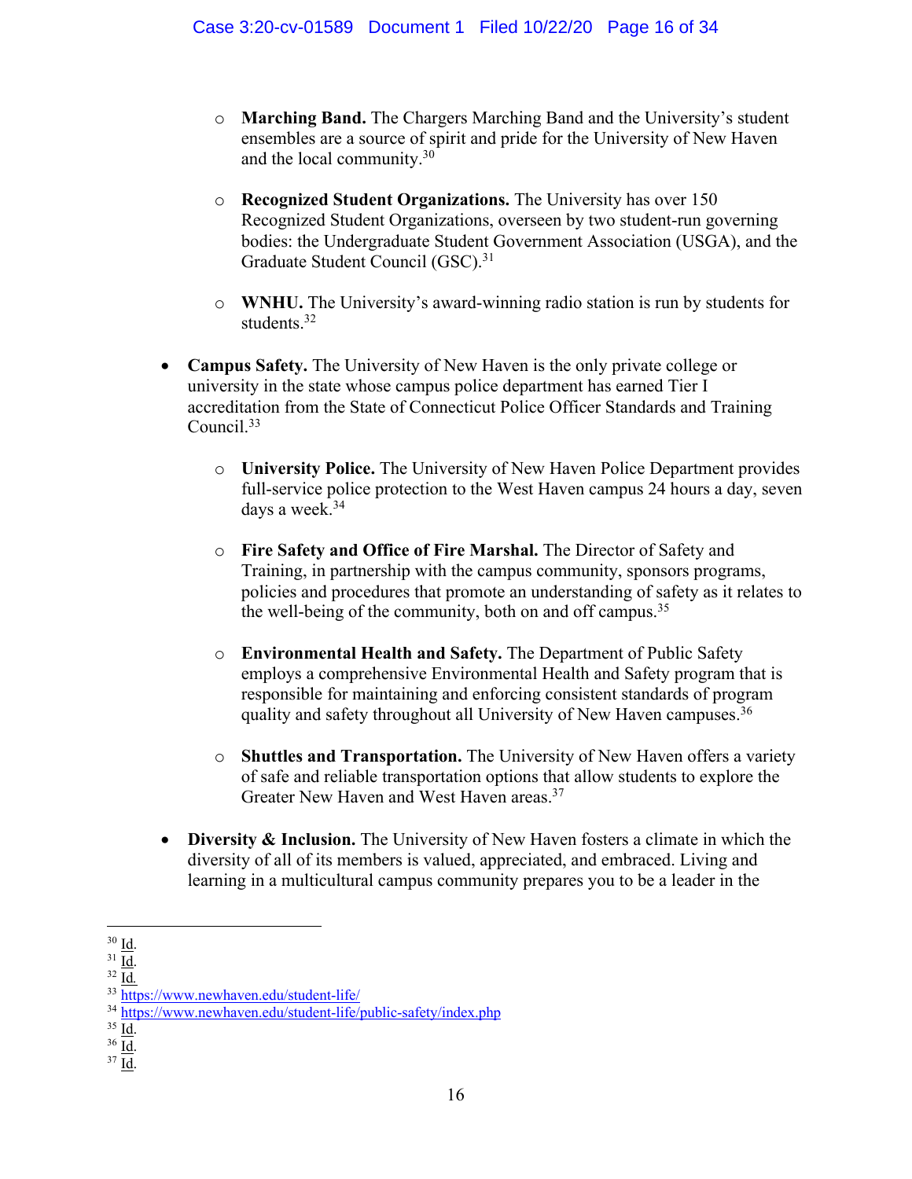- **Marching Band.** The Chargers Marching Band and the University's student ensembles are a source of spirit and pride for the University of New Haven and the local community.[30]

    - **Recognized Student Organizations.** The University has over 150 Recognized Student Organizations, overseen by two student-run governing bodies: the Undergraduate Student Government Association (USGA), and the Graduate Student Council (GSC).[31]

    - **WNHU.** The University's award-winning radio station is run by students for students.[32]

- **Campus Safety.** The University of New Haven is the only private college or university in the state whose campus police department has earned Tier I accreditation from the State of Connecticut Police Officer Standards and Training Council.[33]

    - **University Police.** The University of New Haven Police Department provides full-service police protection to the West Haven campus 24 hours a day, seven days a week.[34]

    - **Fire Safety and Office of Fire Marshal.** The Director of Safety and Training, in partnership with the campus community, sponsors programs, policies and procedures that promote an understanding of safety as it relates to the well-being of the community, both on and off campus.[35]

    - **Environmental Health and Safety.** The Department of Public Safety employs a comprehensive Environmental Health and Safety program that is responsible for maintaining and enforcing consistent standards of program quality and safety throughout all University of New Haven campuses.[36]

    - **Shuttles and Transportation.** The University of New Haven offers a variety of safe and reliable transportation options that allow students to explore the Greater New Haven and West Haven areas.[37]

- **Diversity & Inclusion.** The University of New Haven fosters a climate in which the diversity of all of its members is valued, appreciated, and embraced. Living and learning in a multicultural campus community prepares you to be a leader in the

---

[30] Id.

[31] Id.

[32] Id.

[33] https://www.newhaven.edu/student-life/

[34] https://www.newhaven.edu/student-life/public-safety/index.php

[35] Id.

[36] Id.

[37] Id.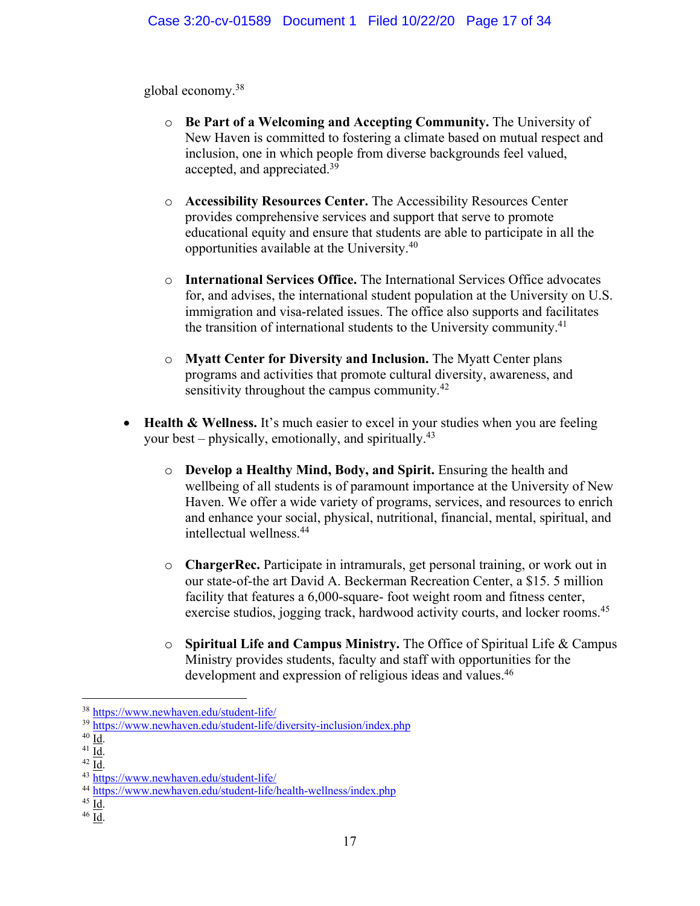global economy.[38]

- **Be Part of a Welcoming and Accepting Community.** The University of New Haven is committed to fostering a climate based on mutual respect and inclusion, one in which people from diverse backgrounds feel valued, accepted, and appreciated.[39]

- **Accessibility Resources Center.** The Accessibility Resources Center provides comprehensive services and support that serve to promote educational equity and ensure that students are able to participate in all the opportunities available at the University.[40]

- **International Services Office.** The International Services Office advocates for, and advises, the international student population at the University on U.S. immigration and visa-related issues. The office also supports and facilitates the transition of international students to the University community.[41]

- **Myatt Center for Diversity and Inclusion.** The Myatt Center plans programs and activities that promote cultural diversity, awareness, and sensitivity throughout the campus community.[42]

- **Health & Wellness.** It's much easier to excel in your studies when you are feeling your best – physically, emotionally, and spiritually.[43]

  - **Develop a Healthy Mind, Body, and Spirit.** Ensuring the health and wellbeing of all students is of paramount importance at the University of New Haven. We offer a wide variety of programs, services, and resources to enrich and enhance your social, physical, nutritional, financial, mental, spiritual, and intellectual wellness.[44]

  - **ChargerRec.** Participate in intramurals, get personal training, or work out in our state-of-the art David A. Beckerman Recreation Center, a $15. 5 million facility that features a 6,000-square- foot weight room and fitness center, exercise studios, jogging track, hardwood activity courts, and locker rooms.[45]

  - **Spiritual Life and Campus Ministry.** The Office of Spiritual Life & Campus Ministry provides students, faculty and staff with opportunities for the development and expression of religious ideas and values.[46]

---

[38] https://www.newhaven.edu/student-life/
[39] https://www.newhaven.edu/student-life/diversity-inclusion/index.php
[40] Id.
[41] Id.
[42] Id.
[43] https://www.newhaven.edu/student-life/
[44] https://www.newhaven.edu/student-life/health-wellness/index.php
[45] Id.
[46] Id.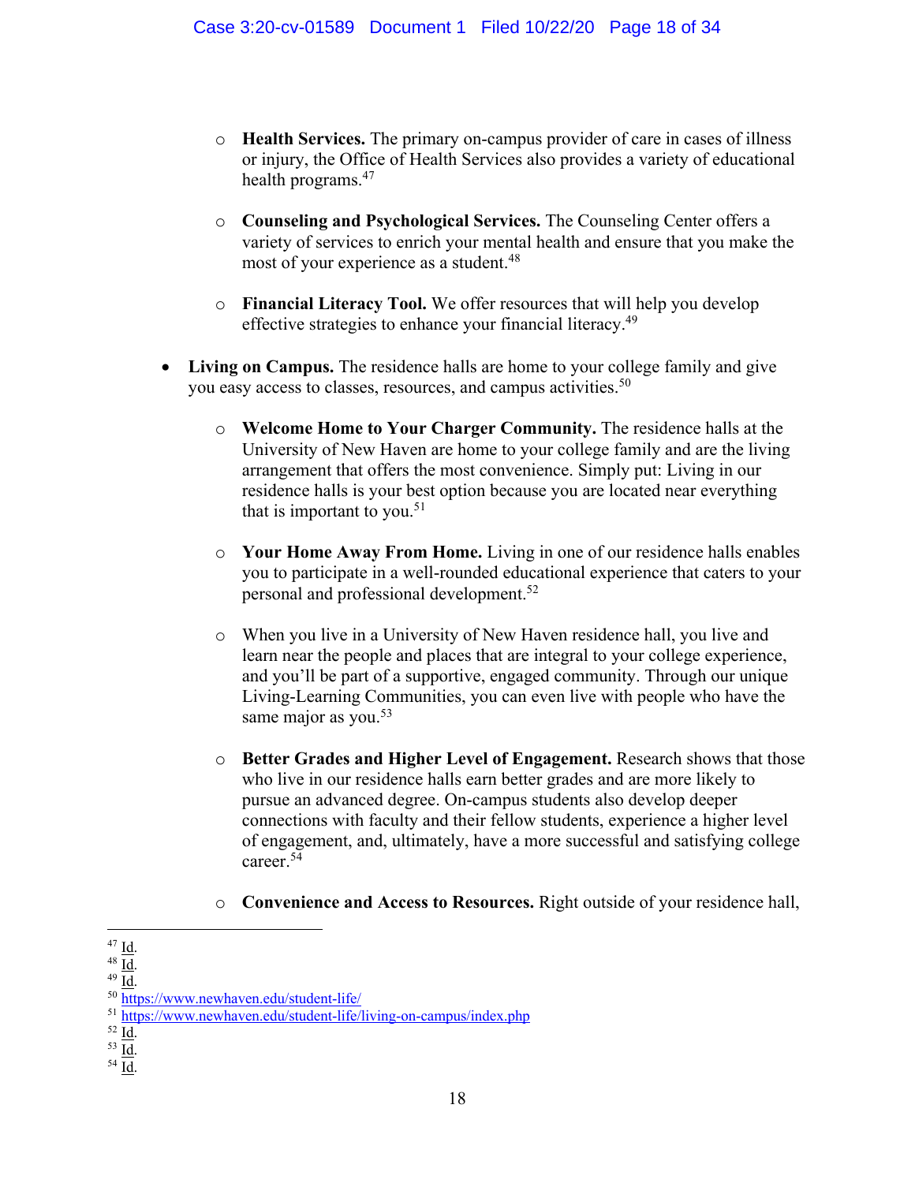- **Health Services.** The primary on-campus provider of care in cases of illness or injury, the Office of Health Services also provides a variety of educational health programs.[47]

  - **Counseling and Psychological Services.** The Counseling Center offers a variety of services to enrich your mental health and ensure that you make the most of your experience as a student.[48]

  - **Financial Literacy Tool.** We offer resources that will help you develop effective strategies to enhance your financial literacy.[49]

- **Living on Campus.** The residence halls are home to your college family and give you easy access to classes, resources, and campus activities.[50]

  - **Welcome Home to Your Charger Community.** The residence halls at the University of New Haven are home to your college family and are the living arrangement that offers the most convenience. Simply put: Living in our residence halls is your best option because you are located near everything that is important to you.[51]

  - **Your Home Away From Home.** Living in one of our residence halls enables you to participate in a well-rounded educational experience that caters to your personal and professional development.[52]

  - When you live in a University of New Haven residence hall, you live and learn near the people and places that are integral to your college experience, and you'll be part of a supportive, engaged community. Through our unique Living-Learning Communities, you can even live with people who have the same major as you.[53]

  - **Better Grades and Higher Level of Engagement.** Research shows that those who live in our residence halls earn better grades and are more likely to pursue an advanced degree. On-campus students also develop deeper connections with faculty and their fellow students, experience a higher level of engagement, and, ultimately, have a more successful and satisfying college career.[54]

  - **Convenience and Access to Resources.** Right outside of your residence hall,

---

[47] Id.

[48] Id.

[49] Id.

[50] https://www.newhaven.edu/student-life/

[51] https://www.newhaven.edu/student-life/living-on-campus/index.php

[52] Id.

[53] Id.

[54] Id.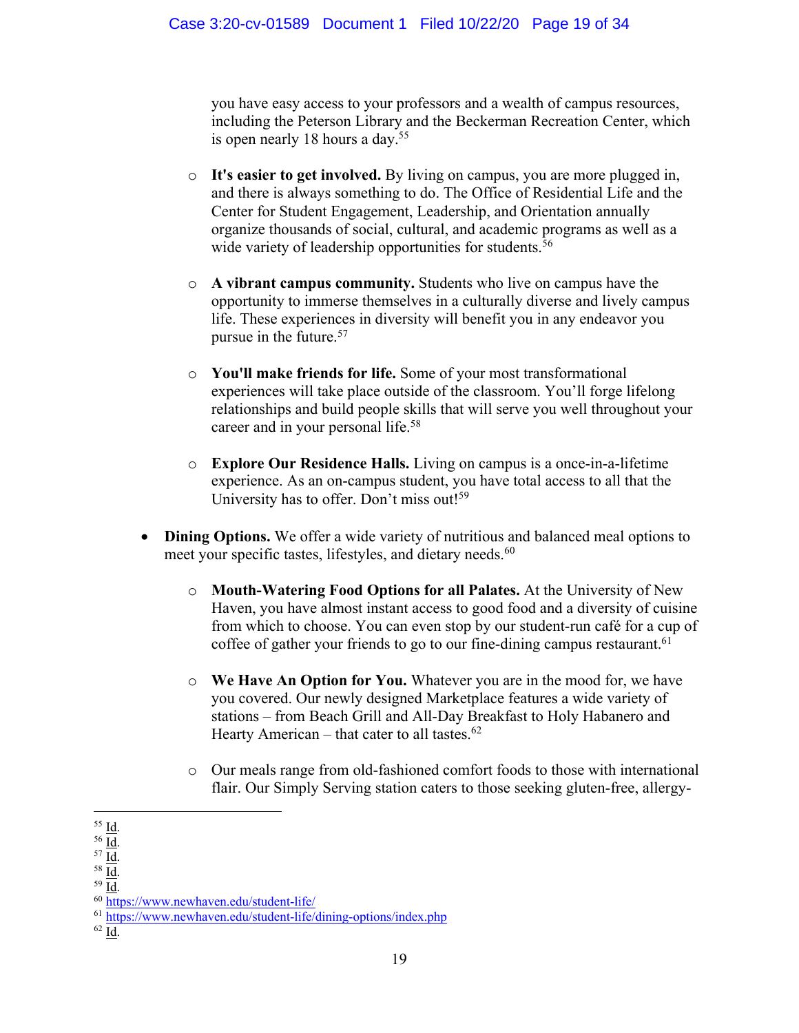you have easy access to your professors and a wealth of campus resources, including the Peterson Library and the Beckerman Recreation Center, which is open nearly 18 hours a day.[55]

  - **It's easier to get involved.** By living on campus, you are more plugged in, and there is always something to do. The Office of Residential Life and the Center for Student Engagement, Leadership, and Orientation annually organize thousands of social, cultural, and academic programs as well as a wide variety of leadership opportunities for students.[56]

  - **A vibrant campus community.** Students who live on campus have the opportunity to immerse themselves in a culturally diverse and lively campus life. These experiences in diversity will benefit you in any endeavor you pursue in the future.[57]

  - **You'll make friends for life.** Some of your most transformational experiences will take place outside of the classroom. You'll forge lifelong relationships and build people skills that will serve you well throughout your career and in your personal life.[58]

  - **Explore Our Residence Halls.** Living on campus is a once-in-a-lifetime experience. As an on-campus student, you have total access to all that the University has to offer. Don't miss out![59]

- **Dining Options.** We offer a wide variety of nutritious and balanced meal options to meet your specific tastes, lifestyles, and dietary needs.[60]

  - **Mouth-Watering Food Options for all Palates.** At the University of New Haven, you have almost instant access to good food and a diversity of cuisine from which to choose. You can even stop by our student-run café for a cup of coffee of gather your friends to go to our fine-dining campus restaurant.[61]

  - **We Have An Option for You.** Whatever you are in the mood for, we have you covered. Our newly designed Marketplace features a wide variety of stations – from Beach Grill and All-Day Breakfast to Holy Habanero and Hearty American – that cater to all tastes.[62]

  - Our meals range from old-fashioned comfort foods to those with international flair. Our Simply Serving station caters to those seeking gluten-free, allergy-

---

[55] Id.

[56] Id.

[57] Id.

[58] Id.

[59] Id.

[60] https://www.newhaven.edu/student-life/

[61] https://www.newhaven.edu/student-life/dining-options/index.php

[62] Id.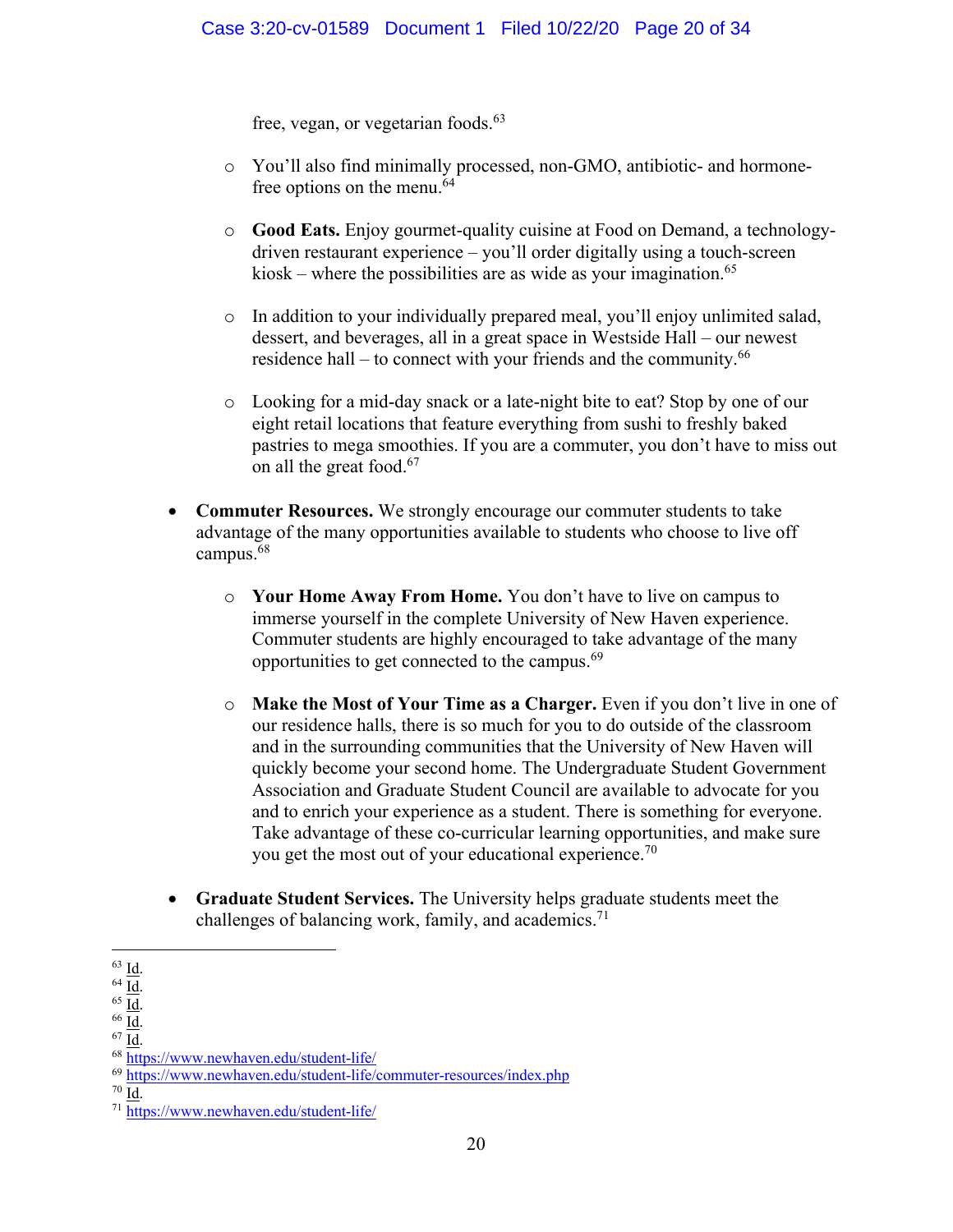free, vegan, or vegetarian foods.[63]

  - You'll also find minimally processed, non-GMO, antibiotic- and hormone-free options on the menu.[64]

  - **Good Eats.** Enjoy gourmet-quality cuisine at Food on Demand, a technology-driven restaurant experience – you'll order digitally using a touch-screen kiosk – where the possibilities are as wide as your imagination.[65]

  - In addition to your individually prepared meal, you'll enjoy unlimited salad, dessert, and beverages, all in a great space in Westside Hall – our newest residence hall – to connect with your friends and the community.[66]

  - Looking for a mid-day snack or a late-night bite to eat? Stop by one of our eight retail locations that feature everything from sushi to freshly baked pastries to mega smoothies. If you are a commuter, you don't have to miss out on all the great food.[67]

- **Commuter Resources.** We strongly encourage our commuter students to take advantage of the many opportunities available to students who choose to live off campus.[68]

  - **Your Home Away From Home.** You don't have to live on campus to immerse yourself in the complete University of New Haven experience. Commuter students are highly encouraged to take advantage of the many opportunities to get connected to the campus.[69]

  - **Make the Most of Your Time as a Charger.** Even if you don't live in one of our residence halls, there is so much for you to do outside of the classroom and in the surrounding communities that the University of New Haven will quickly become your second home. The Undergraduate Student Government Association and Graduate Student Council are available to advocate for you and to enrich your experience as a student. There is something for everyone. Take advantage of these co-curricular learning opportunities, and make sure you get the most out of your educational experience.[70]

- **Graduate Student Services.** The University helps graduate students meet the challenges of balancing work, family, and academics.[71]

---

[63] Id.
[64] Id.
[65] Id.
[66] Id.
[67] Id.
[68] https://www.newhaven.edu/student-life/
[69] https://www.newhaven.edu/student-life/commuter-resources/index.php
[70] Id.
[71] https://www.newhaven.edu/student-life/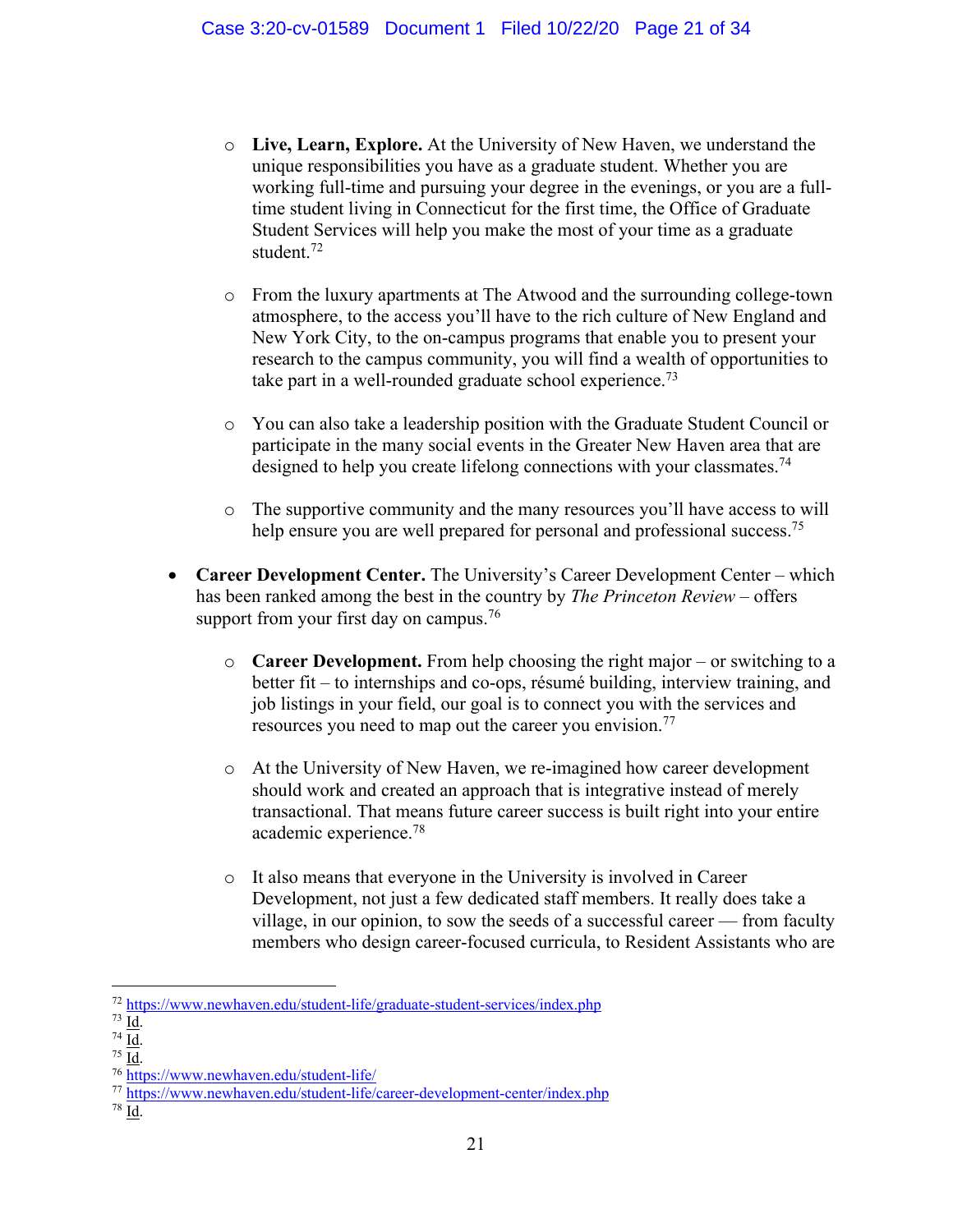- **Live, Learn, Explore.** At the University of New Haven, we understand the unique responsibilities you have as a graduate student. Whether you are working full-time and pursuing your degree in the evenings, or you are a full-time student living in Connecticut for the first time, the Office of Graduate Student Services will help you make the most of your time as a graduate student.[72]

  - From the luxury apartments at The Atwood and the surrounding college-town atmosphere, to the access you'll have to the rich culture of New England and New York City, to the on-campus programs that enable you to present your research to the campus community, you will find a wealth of opportunities to take part in a well-rounded graduate school experience.[73]

  - You can also take a leadership position with the Graduate Student Council or participate in the many social events in the Greater New Haven area that are designed to help you create lifelong connections with your classmates.[74]

  - The supportive community and the many resources you'll have access to will help ensure you are well prepared for personal and professional success.[75]

- **Career Development Center.** The University's Career Development Center – which has been ranked among the best in the country by *The Princeton Review* – offers support from your first day on campus.[76]

  - **Career Development.** From help choosing the right major – or switching to a better fit – to internships and co-ops, résumé building, interview training, and job listings in your field, our goal is to connect you with the services and resources you need to map out the career you envision.[77]

  - At the University of New Haven, we re-imagined how career development should work and created an approach that is integrative instead of merely transactional. That means future career success is built right into your entire academic experience.[78]

  - It also means that everyone in the University is involved in Career Development, not just a few dedicated staff members. It really does take a village, in our opinion, to sow the seeds of a successful career — from faculty members who design career-focused curricula, to Resident Assistants who are

---

[72] https://www.newhaven.edu/student-life/graduate-student-services/index.php

[73] Id.

[74] Id.

[75] Id.

[76] https://www.newhaven.edu/student-life/

[77] https://www.newhaven.edu/student-life/career-development-center/index.php

[78] Id.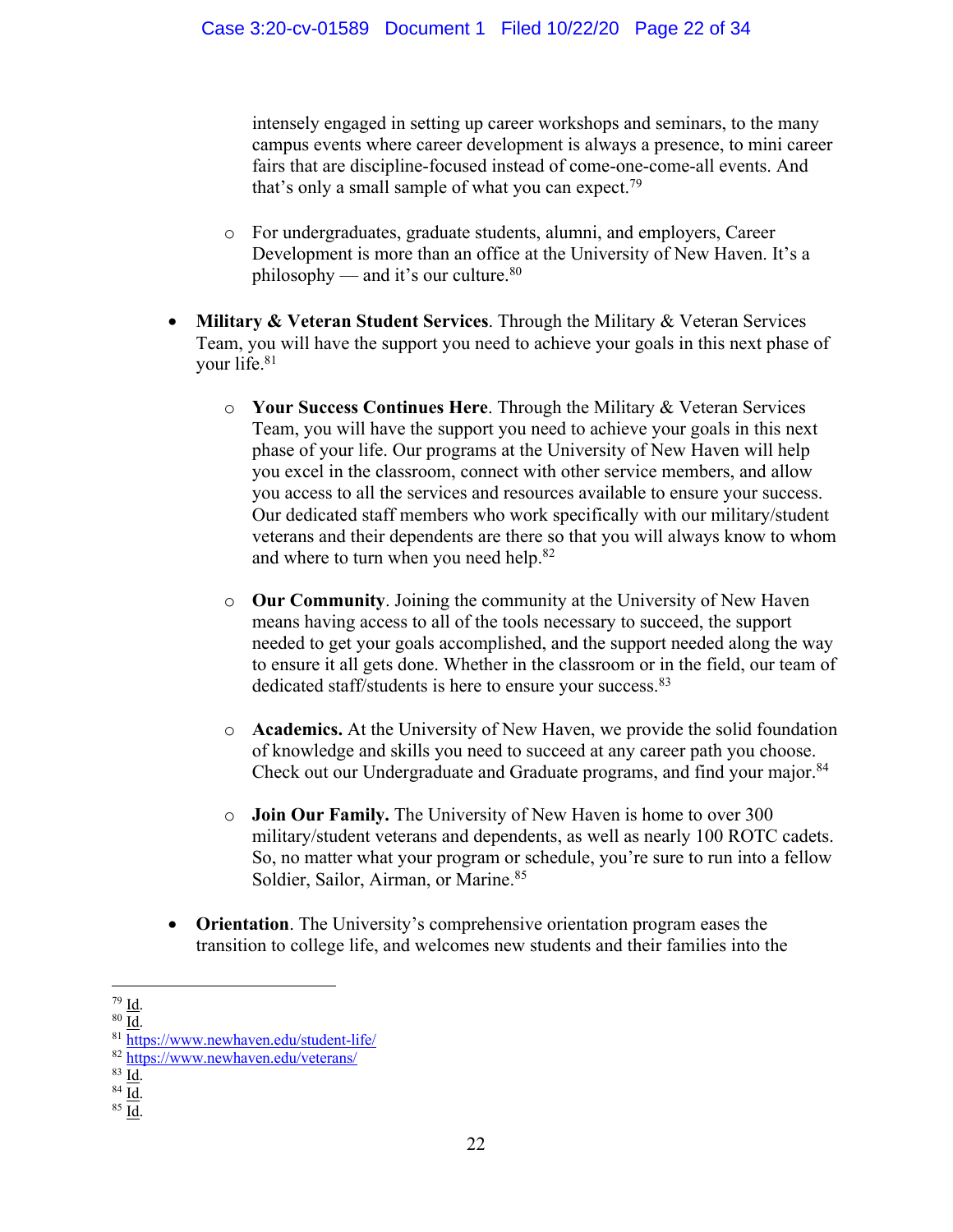intensely engaged in setting up career workshops and seminars, to the many campus events where career development is always a presence, to mini career fairs that are discipline-focused instead of come-one-come-all events. And that's only a small sample of what you can expect.[79]

  - For undergraduates, graduate students, alumni, and employers, Career Development is more than an office at the University of New Haven. It's a philosophy — and it's our culture.[80]

- **Military & Veteran Student Services**. Through the Military & Veteran Services Team, you will have the support you need to achieve your goals in this next phase of your life.[81]

  - **Your Success Continues Here**. Through the Military & Veteran Services Team, you will have the support you need to achieve your goals in this next phase of your life. Our programs at the University of New Haven will help you excel in the classroom, connect with other service members, and allow you access to all the services and resources available to ensure your success. Our dedicated staff members who work specifically with our military/student veterans and their dependents are there so that you will always know to whom and where to turn when you need help.[82]

  - **Our Community**. Joining the community at the University of New Haven means having access to all of the tools necessary to succeed, the support needed to get your goals accomplished, and the support needed along the way to ensure it all gets done. Whether in the classroom or in the field, our team of dedicated staff/students is here to ensure your success.[83]

  - **Academics.** At the University of New Haven, we provide the solid foundation of knowledge and skills you need to succeed at any career path you choose. Check out our Undergraduate and Graduate programs, and find your major.[84]

  - **Join Our Family.** The University of New Haven is home to over 300 military/student veterans and dependents, as well as nearly 100 ROTC cadets. So, no matter what your program or schedule, you're sure to run into a fellow Soldier, Sailor, Airman, or Marine.[85]

- **Orientation**. The University's comprehensive orientation program eases the transition to college life, and welcomes new students and their families into the

---

[79] Id.

[80] Id.

[81] https://www.newhaven.edu/student-life/

[82] https://www.newhaven.edu/veterans/

[83] Id.

[84] Id.

[85] Id.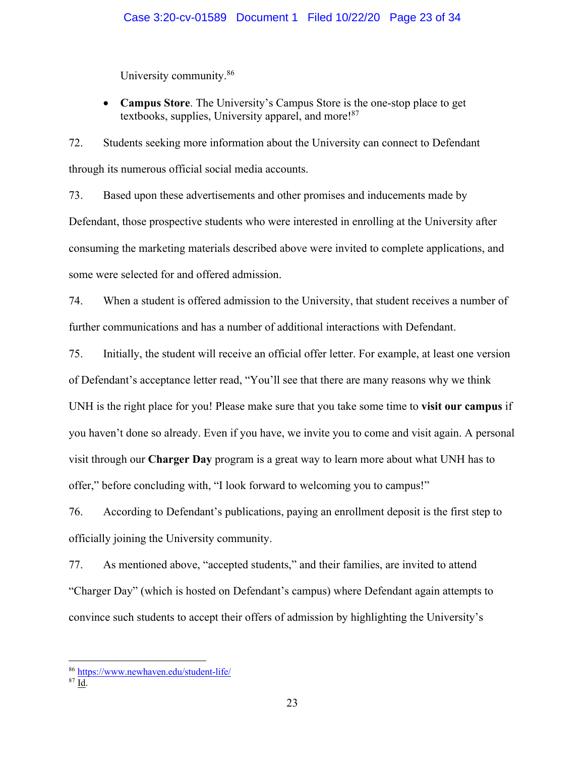University community.[86]

- **Campus Store**. The University's Campus Store is the one-stop place to get textbooks, supplies, University apparel, and more![87]

72. Students seeking more information about the University can connect to Defendant through its numerous official social media accounts.

73. Based upon these advertisements and other promises and inducements made by Defendant, those prospective students who were interested in enrolling at the University after consuming the marketing materials described above were invited to complete applications, and some were selected for and offered admission.

74. When a student is offered admission to the University, that student receives a number of further communications and has a number of additional interactions with Defendant.

75. Initially, the student will receive an official offer letter. For example, at least one version of Defendant's acceptance letter read, "You'll see that there are many reasons why we think UNH is the right place for you! Please make sure that you take some time to **visit our campus** if you haven't done so already. Even if you have, we invite you to come and visit again. A personal visit through our **Charger Day** program is a great way to learn more about what UNH has to offer," before concluding with, "I look forward to welcoming you to campus!"

76. According to Defendant's publications, paying an enrollment deposit is the first step to officially joining the University community.

77. As mentioned above, "accepted students," and their families, are invited to attend "Charger Day" (which is hosted on Defendant's campus) where Defendant again attempts to convince such students to accept their offers of admission by highlighting the University's

---

[86] https://www.newhaven.edu/student-life/

[87] Id.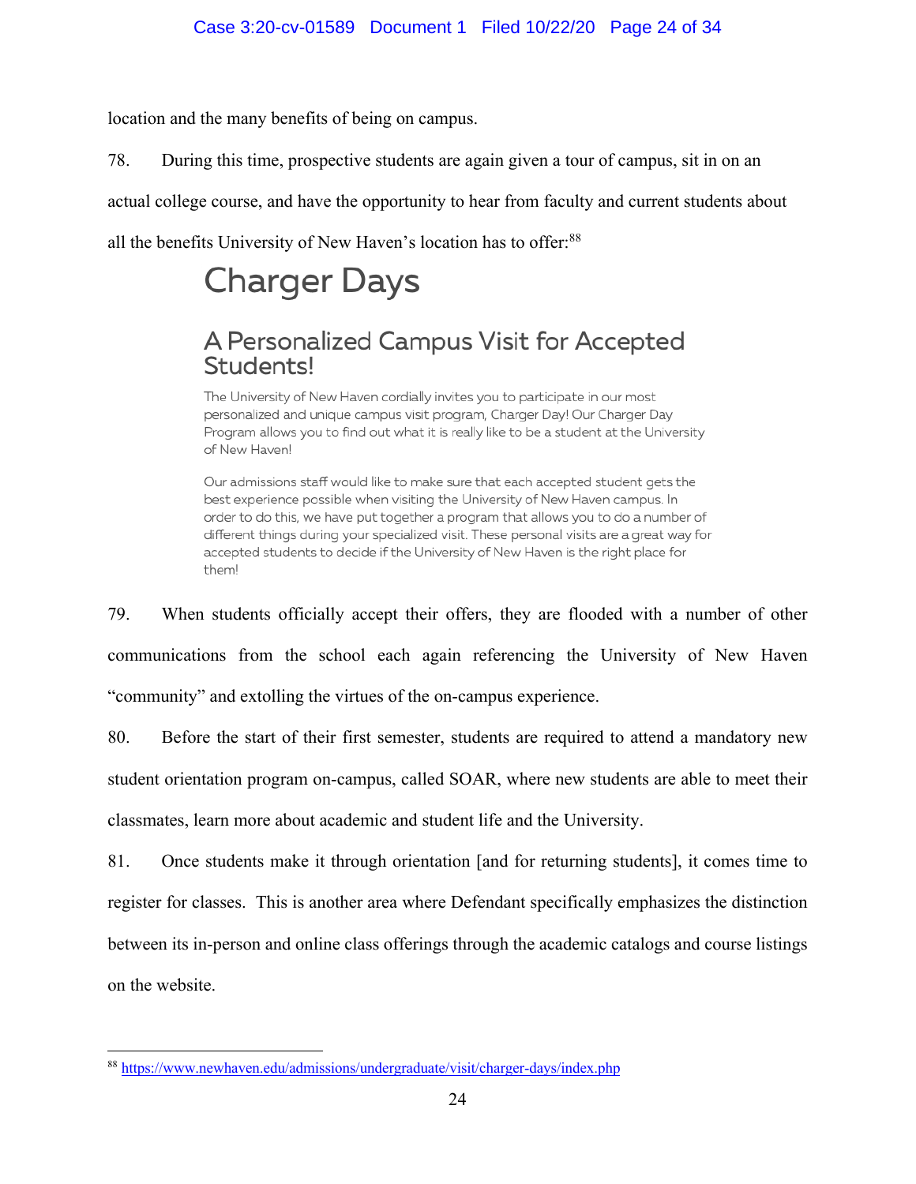location and the many benefits of being on campus.

78. During this time, prospective students are again given a tour of campus, sit in on an actual college course, and have the opportunity to hear from faculty and current students about all the benefits University of New Haven's location has to offer:[88]

# Charger Days

## A Personalized Campus Visit for Accepted Students!

The University of New Haven cordially invites you to participate in our most personalized and unique campus visit program, Charger Day! Our Charger Day Program allows you to find out what it is really like to be a student at the University of New Haven!

Our admissions staff would like to make sure that each accepted student gets the best experience possible when visiting the University of New Haven campus. In order to do this, we have put together a program that allows you to do a number of different things during your specialized visit. These personal visits are a great way for accepted students to decide if the University of New Haven is the right place for them!

79. When students officially accept their offers, they are flooded with a number of other communications from the school each again referencing the University of New Haven "community" and extolling the virtues of the on-campus experience.

80. Before the start of their first semester, students are required to attend a mandatory new student orientation program on-campus, called SOAR, where new students are able to meet their classmates, learn more about academic and student life and the University.

81. Once students make it through orientation [and for returning students], it comes time to register for classes. This is another area where Defendant specifically emphasizes the distinction between its in-person and online class offerings through the academic catalogs and course listings on the website.

---

[88] https://www.newhaven.edu/admissions/undergraduate/visit/charger-days/index.php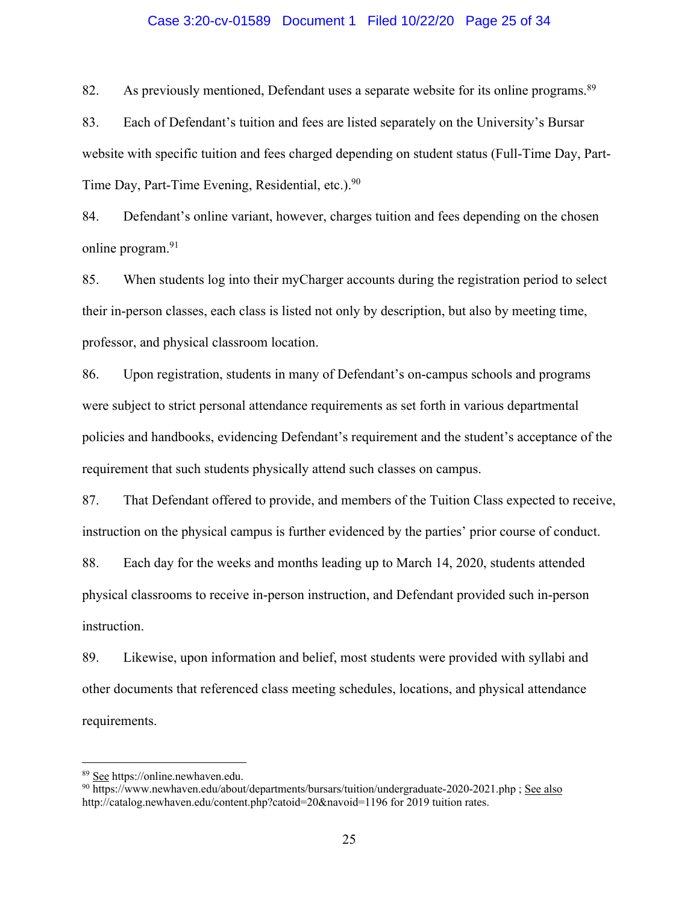82. As previously mentioned, Defendant uses a separate website for its online programs.[89]

83. Each of Defendant's tuition and fees are listed separately on the University's Bursar website with specific tuition and fees charged depending on student status (Full-Time Day, Part-Time Day, Part-Time Evening, Residential, etc.).[90]

84. Defendant's online variant, however, charges tuition and fees depending on the chosen online program.[91]

85. When students log into their myCharger accounts during the registration period to select their in-person classes, each class is listed not only by description, but also by meeting time, professor, and physical classroom location.

86. Upon registration, students in many of Defendant's on-campus schools and programs were subject to strict personal attendance requirements as set forth in various departmental policies and handbooks, evidencing Defendant's requirement and the student's acceptance of the requirement that such students physically attend such classes on campus.

87. That Defendant offered to provide, and members of the Tuition Class expected to receive, instruction on the physical campus is further evidenced by the parties' prior course of conduct.

88. Each day for the weeks and months leading up to March 14, 2020, students attended physical classrooms to receive in-person instruction, and Defendant provided such in-person instruction.

89. Likewise, upon information and belief, most students were provided with syllabi and other documents that referenced class meeting schedules, locations, and physical attendance requirements.

---

[89] See https://online.newhaven.edu.

[90] https://www.newhaven.edu/about/departments/bursars/tuition/undergraduate-2020-2021.php ; See also http://catalog.newhaven.edu/content.php?catoid=20&navoid=1196 for 2019 tuition rates.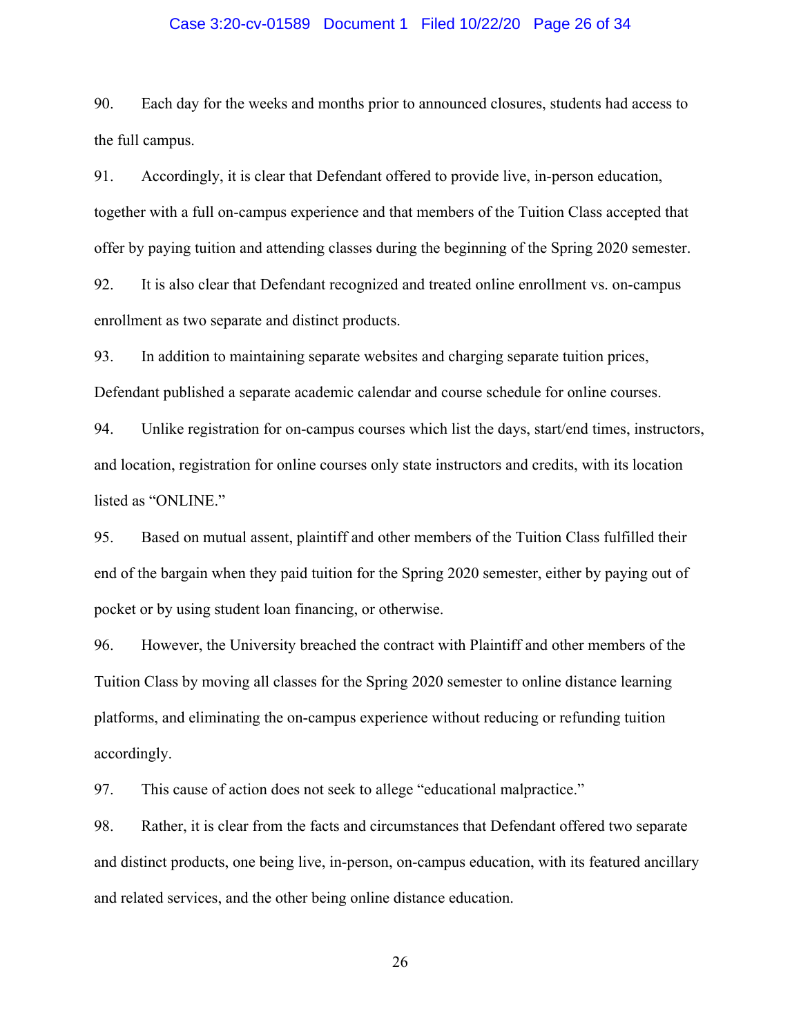90. Each day for the weeks and months prior to announced closures, students had access to the full campus.

91. Accordingly, it is clear that Defendant offered to provide live, in-person education, together with a full on-campus experience and that members of the Tuition Class accepted that offer by paying tuition and attending classes during the beginning of the Spring 2020 semester.

92. It is also clear that Defendant recognized and treated online enrollment vs. on-campus enrollment as two separate and distinct products.

93. In addition to maintaining separate websites and charging separate tuition prices, Defendant published a separate academic calendar and course schedule for online courses.

94. Unlike registration for on-campus courses which list the days, start/end times, instructors, and location, registration for online courses only state instructors and credits, with its location listed as "ONLINE."

95. Based on mutual assent, plaintiff and other members of the Tuition Class fulfilled their end of the bargain when they paid tuition for the Spring 2020 semester, either by paying out of pocket or by using student loan financing, or otherwise.

96. However, the University breached the contract with Plaintiff and other members of the Tuition Class by moving all classes for the Spring 2020 semester to online distance learning platforms, and eliminating the on-campus experience without reducing or refunding tuition accordingly.

97. This cause of action does not seek to allege "educational malpractice."

98. Rather, it is clear from the facts and circumstances that Defendant offered two separate and distinct products, one being live, in-person, on-campus education, with its featured ancillary and related services, and the other being online distance education.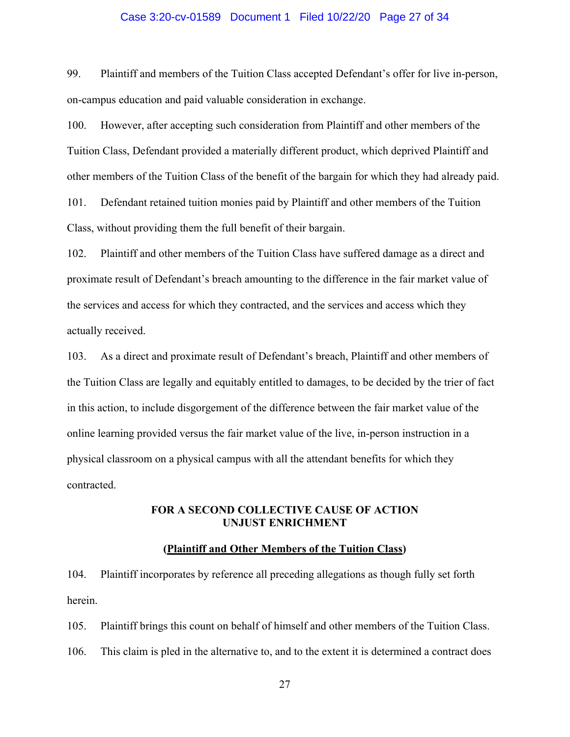99. Plaintiff and members of the Tuition Class accepted Defendant's offer for live in-person, on-campus education and paid valuable consideration in exchange.

100. However, after accepting such consideration from Plaintiff and other members of the Tuition Class, Defendant provided a materially different product, which deprived Plaintiff and other members of the Tuition Class of the benefit of the bargain for which they had already paid.

101. Defendant retained tuition monies paid by Plaintiff and other members of the Tuition Class, without providing them the full benefit of their bargain.

102. Plaintiff and other members of the Tuition Class have suffered damage as a direct and proximate result of Defendant's breach amounting to the difference in the fair market value of the services and access for which they contracted, and the services and access which they actually received.

103. As a direct and proximate result of Defendant's breach, Plaintiff and other members of the Tuition Class are legally and equitably entitled to damages, to be decided by the trier of fact in this action, to include disgorgement of the difference between the fair market value of the online learning provided versus the fair market value of the live, in-person instruction in a physical classroom on a physical campus with all the attendant benefits for which they contracted.

**FOR A SECOND COLLECTIVE CAUSE OF ACTION**
**UNJUST ENRICHMENT**

**(<u>Plaintiff and Other Members of the Tuition Class</u>)**

104. Plaintiff incorporates by reference all preceding allegations as though fully set forth herein.

105. Plaintiff brings this count on behalf of himself and other members of the Tuition Class.

106. This claim is pled in the alternative to, and to the extent it is determined a contract does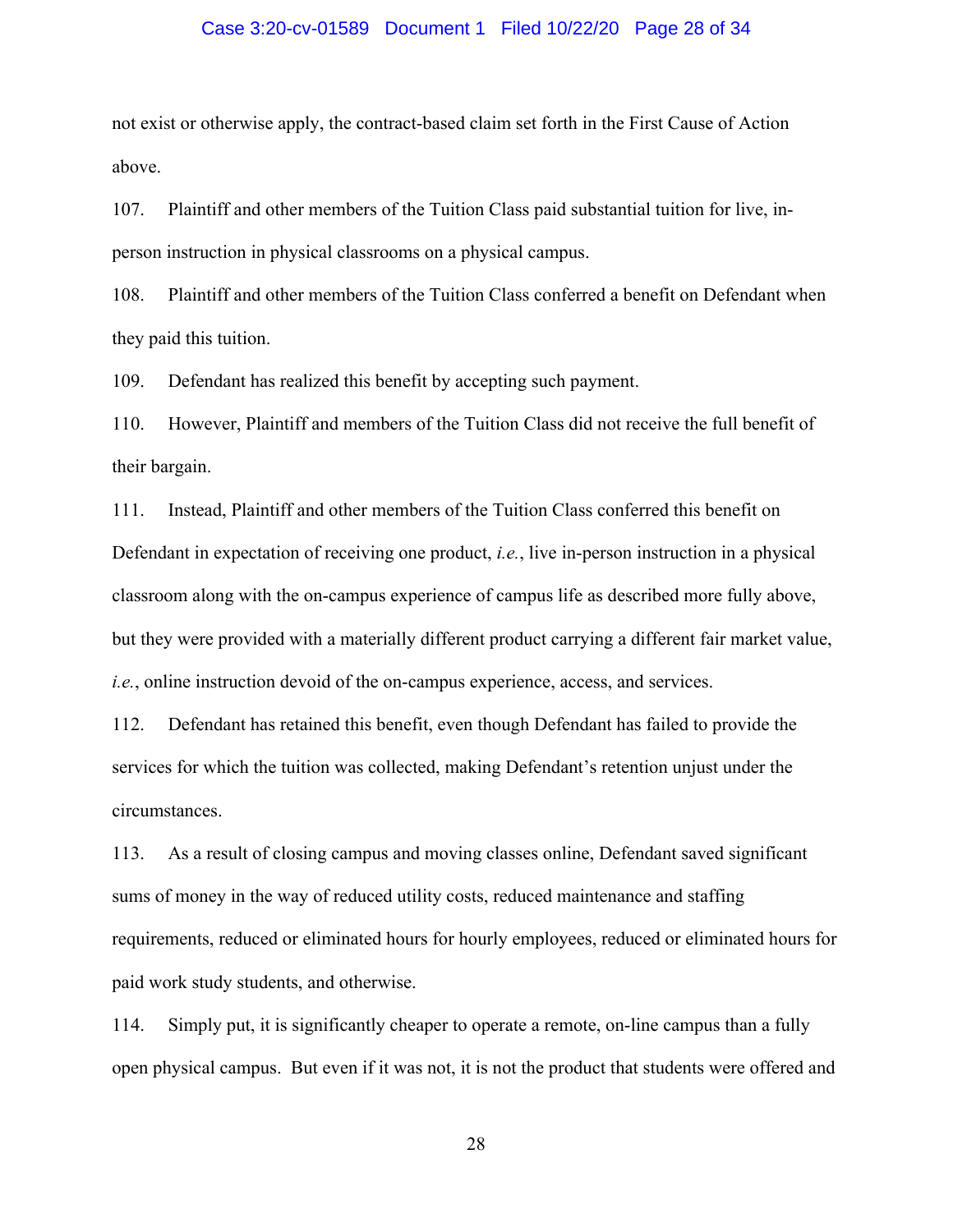not exist or otherwise apply, the contract-based claim set forth in the First Cause of Action above.

107. Plaintiff and other members of the Tuition Class paid substantial tuition for live, in-person instruction in physical classrooms on a physical campus.

108. Plaintiff and other members of the Tuition Class conferred a benefit on Defendant when they paid this tuition.

109. Defendant has realized this benefit by accepting such payment.

110. However, Plaintiff and members of the Tuition Class did not receive the full benefit of their bargain.

111. Instead, Plaintiff and other members of the Tuition Class conferred this benefit on Defendant in expectation of receiving one product, *i.e.*, live in-person instruction in a physical classroom along with the on-campus experience of campus life as described more fully above, but they were provided with a materially different product carrying a different fair market value, *i.e.*, online instruction devoid of the on-campus experience, access, and services.

112. Defendant has retained this benefit, even though Defendant has failed to provide the services for which the tuition was collected, making Defendant's retention unjust under the circumstances.

113. As a result of closing campus and moving classes online, Defendant saved significant sums of money in the way of reduced utility costs, reduced maintenance and staffing requirements, reduced or eliminated hours for hourly employees, reduced or eliminated hours for paid work study students, and otherwise.

114. Simply put, it is significantly cheaper to operate a remote, on-line campus than a fully open physical campus. But even if it was not, it is not the product that students were offered and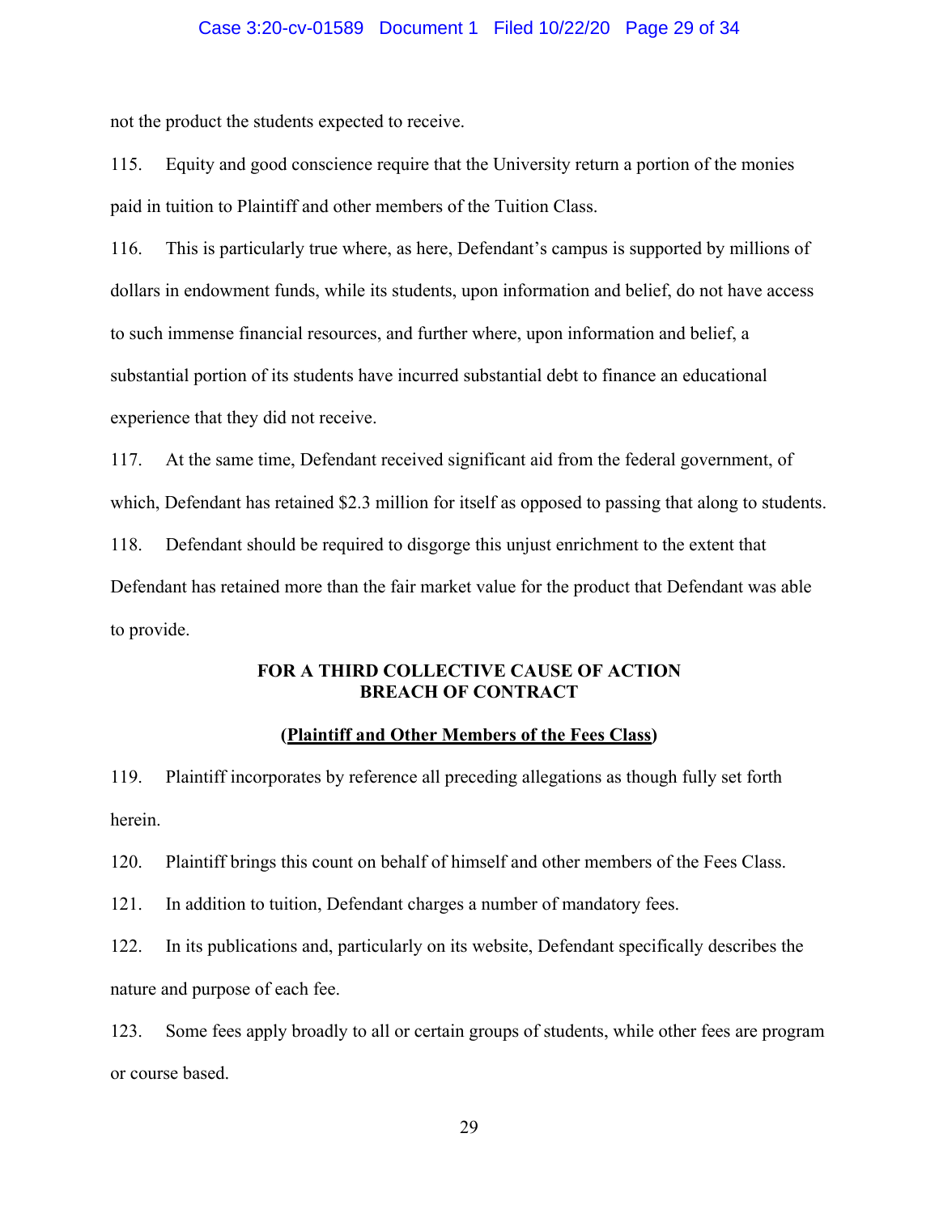not the product the students expected to receive.

115. Equity and good conscience require that the University return a portion of the monies paid in tuition to Plaintiff and other members of the Tuition Class.

116. This is particularly true where, as here, Defendant's campus is supported by millions of dollars in endowment funds, while its students, upon information and belief, do not have access to such immense financial resources, and further where, upon information and belief, a substantial portion of its students have incurred substantial debt to finance an educational experience that they did not receive.

117. At the same time, Defendant received significant aid from the federal government, of which, Defendant has retained $2.3 million for itself as opposed to passing that along to students.

118. Defendant should be required to disgorge this unjust enrichment to the extent that Defendant has retained more than the fair market value for the product that Defendant was able to provide.

**FOR A THIRD COLLECTIVE CAUSE OF ACTION**
**BREACH OF CONTRACT**

**(<u>Plaintiff and Other Members of the Fees Class</u>)**

119. Plaintiff incorporates by reference all preceding allegations as though fully set forth herein.

120. Plaintiff brings this count on behalf of himself and other members of the Fees Class.

121. In addition to tuition, Defendant charges a number of mandatory fees.

122. In its publications and, particularly on its website, Defendant specifically describes the nature and purpose of each fee.

123. Some fees apply broadly to all or certain groups of students, while other fees are program or course based.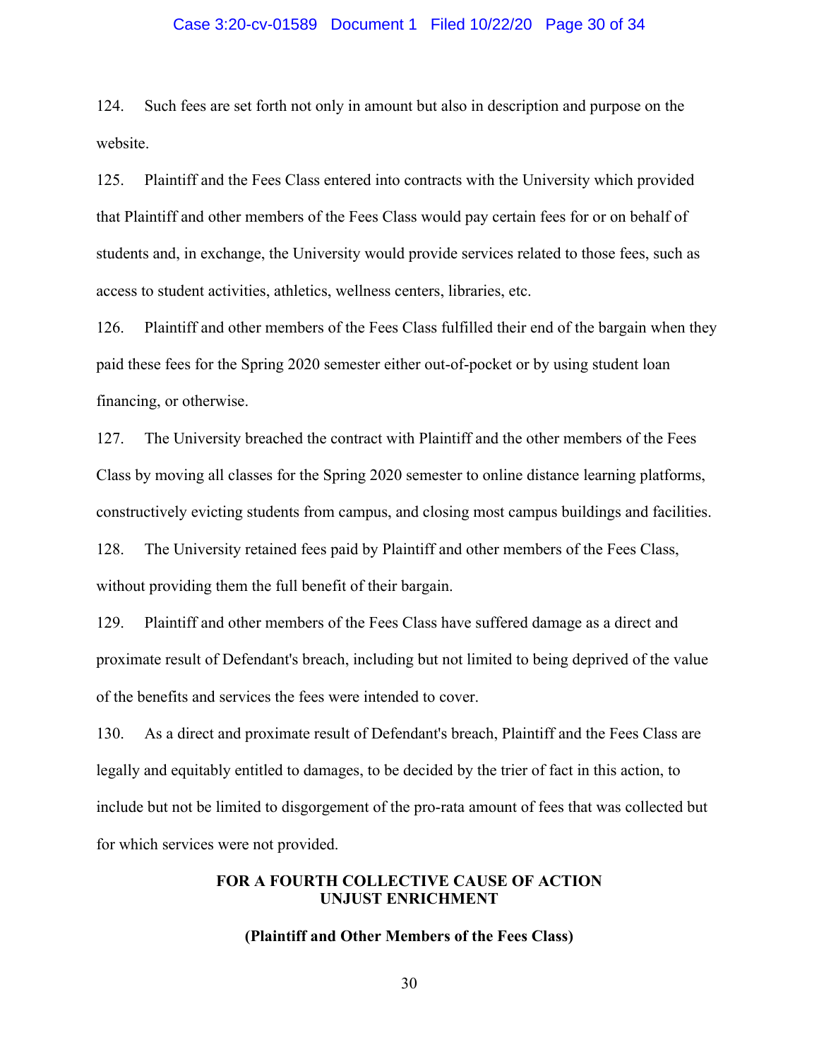124. Such fees are set forth not only in amount but also in description and purpose on the website.

125. Plaintiff and the Fees Class entered into contracts with the University which provided that Plaintiff and other members of the Fees Class would pay certain fees for or on behalf of students and, in exchange, the University would provide services related to those fees, such as access to student activities, athletics, wellness centers, libraries, etc.

126. Plaintiff and other members of the Fees Class fulfilled their end of the bargain when they paid these fees for the Spring 2020 semester either out-of-pocket or by using student loan financing, or otherwise.

127. The University breached the contract with Plaintiff and the other members of the Fees Class by moving all classes for the Spring 2020 semester to online distance learning platforms, constructively evicting students from campus, and closing most campus buildings and facilities.

128. The University retained fees paid by Plaintiff and other members of the Fees Class, without providing them the full benefit of their bargain.

129. Plaintiff and other members of the Fees Class have suffered damage as a direct and proximate result of Defendant's breach, including but not limited to being deprived of the value of the benefits and services the fees were intended to cover.

130. As a direct and proximate result of Defendant's breach, Plaintiff and the Fees Class are legally and equitably entitled to damages, to be decided by the trier of fact in this action, to include but not be limited to disgorgement of the pro-rata amount of fees that was collected but for which services were not provided.

**FOR A FOURTH COLLECTIVE CAUSE OF ACTION**
**UNJUST ENRICHMENT**

**(Plaintiff and Other Members of the Fees Class)**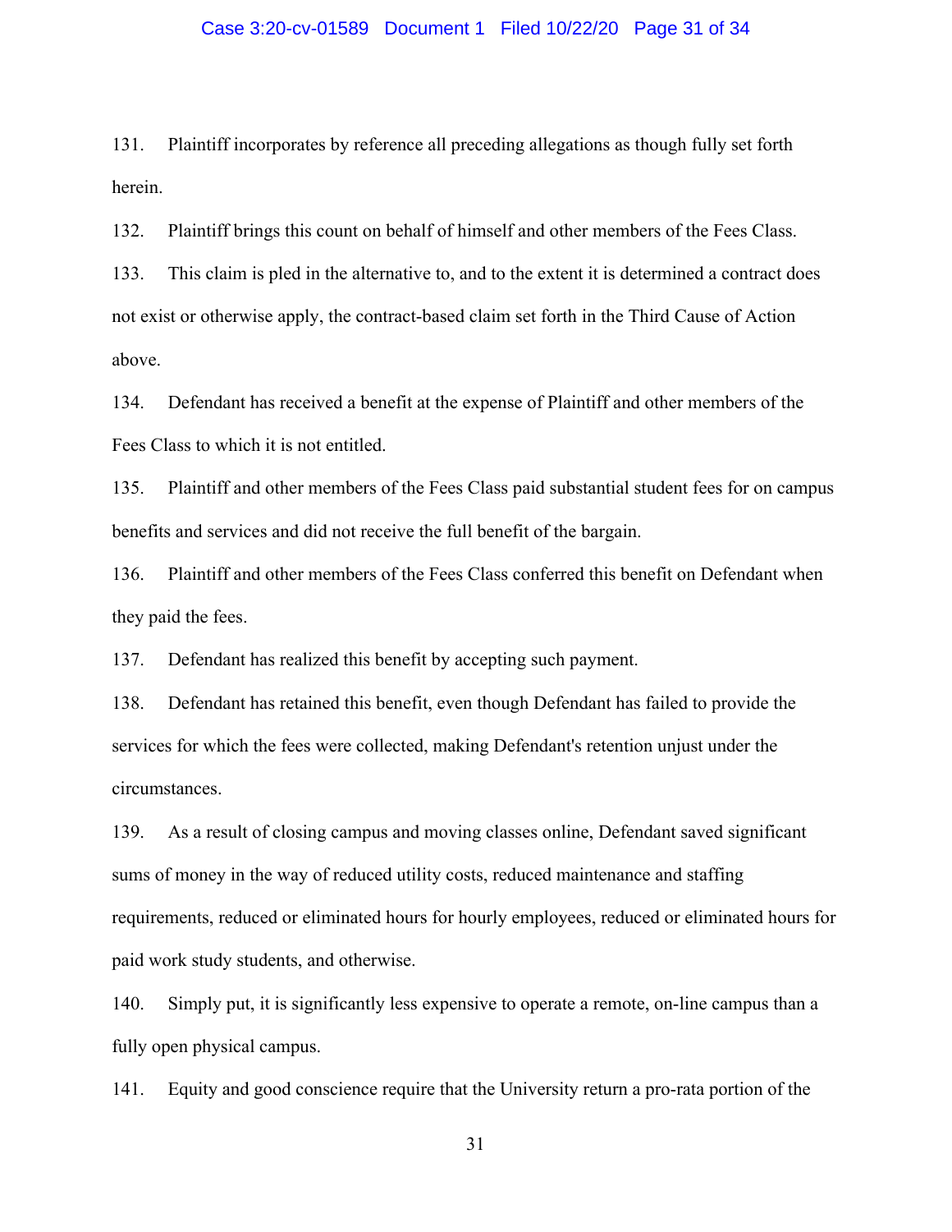131. Plaintiff incorporates by reference all preceding allegations as though fully set forth herein.

132. Plaintiff brings this count on behalf of himself and other members of the Fees Class.

133. This claim is pled in the alternative to, and to the extent it is determined a contract does not exist or otherwise apply, the contract-based claim set forth in the Third Cause of Action above.

134. Defendant has received a benefit at the expense of Plaintiff and other members of the Fees Class to which it is not entitled.

135. Plaintiff and other members of the Fees Class paid substantial student fees for on campus benefits and services and did not receive the full benefit of the bargain.

136. Plaintiff and other members of the Fees Class conferred this benefit on Defendant when they paid the fees.

137. Defendant has realized this benefit by accepting such payment.

138. Defendant has retained this benefit, even though Defendant has failed to provide the services for which the fees were collected, making Defendant's retention unjust under the circumstances.

139. As a result of closing campus and moving classes online, Defendant saved significant sums of money in the way of reduced utility costs, reduced maintenance and staffing requirements, reduced or eliminated hours for hourly employees, reduced or eliminated hours for paid work study students, and otherwise.

140. Simply put, it is significantly less expensive to operate a remote, on-line campus than a fully open physical campus.

141. Equity and good conscience require that the University return a pro-rata portion of the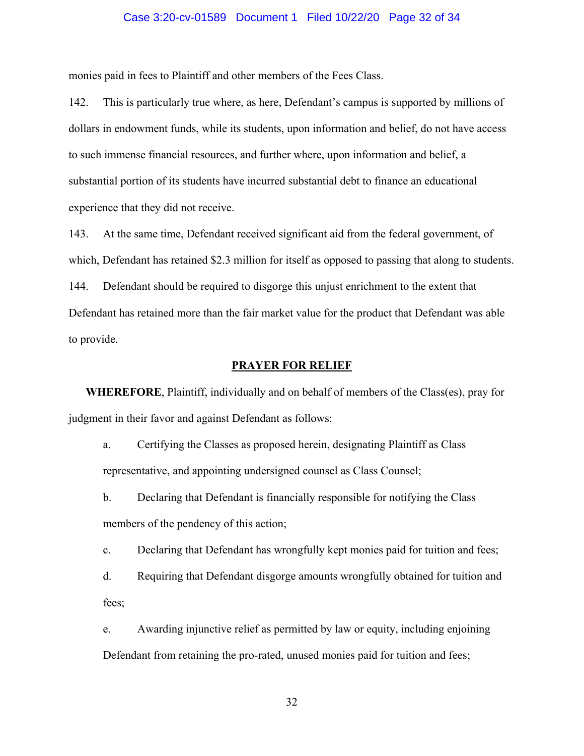monies paid in fees to Plaintiff and other members of the Fees Class.

142. This is particularly true where, as here, Defendant's campus is supported by millions of dollars in endowment funds, while its students, upon information and belief, do not have access to such immense financial resources, and further where, upon information and belief, a substantial portion of its students have incurred substantial debt to finance an educational experience that they did not receive.

143. At the same time, Defendant received significant aid from the federal government, of which, Defendant has retained $2.3 million for itself as opposed to passing that along to students.

144. Defendant should be required to disgorge this unjust enrichment to the extent that Defendant has retained more than the fair market value for the product that Defendant was able to provide.

## PRAYER FOR RELIEF

**WHEREFORE**, Plaintiff, individually and on behalf of members of the Class(es), pray for judgment in their favor and against Defendant as follows:

a. Certifying the Classes as proposed herein, designating Plaintiff as Class representative, and appointing undersigned counsel as Class Counsel;

b. Declaring that Defendant is financially responsible for notifying the Class members of the pendency of this action;

c. Declaring that Defendant has wrongfully kept monies paid for tuition and fees;

d. Requiring that Defendant disgorge amounts wrongfully obtained for tuition and fees;

e. Awarding injunctive relief as permitted by law or equity, including enjoining Defendant from retaining the pro-rated, unused monies paid for tuition and fees;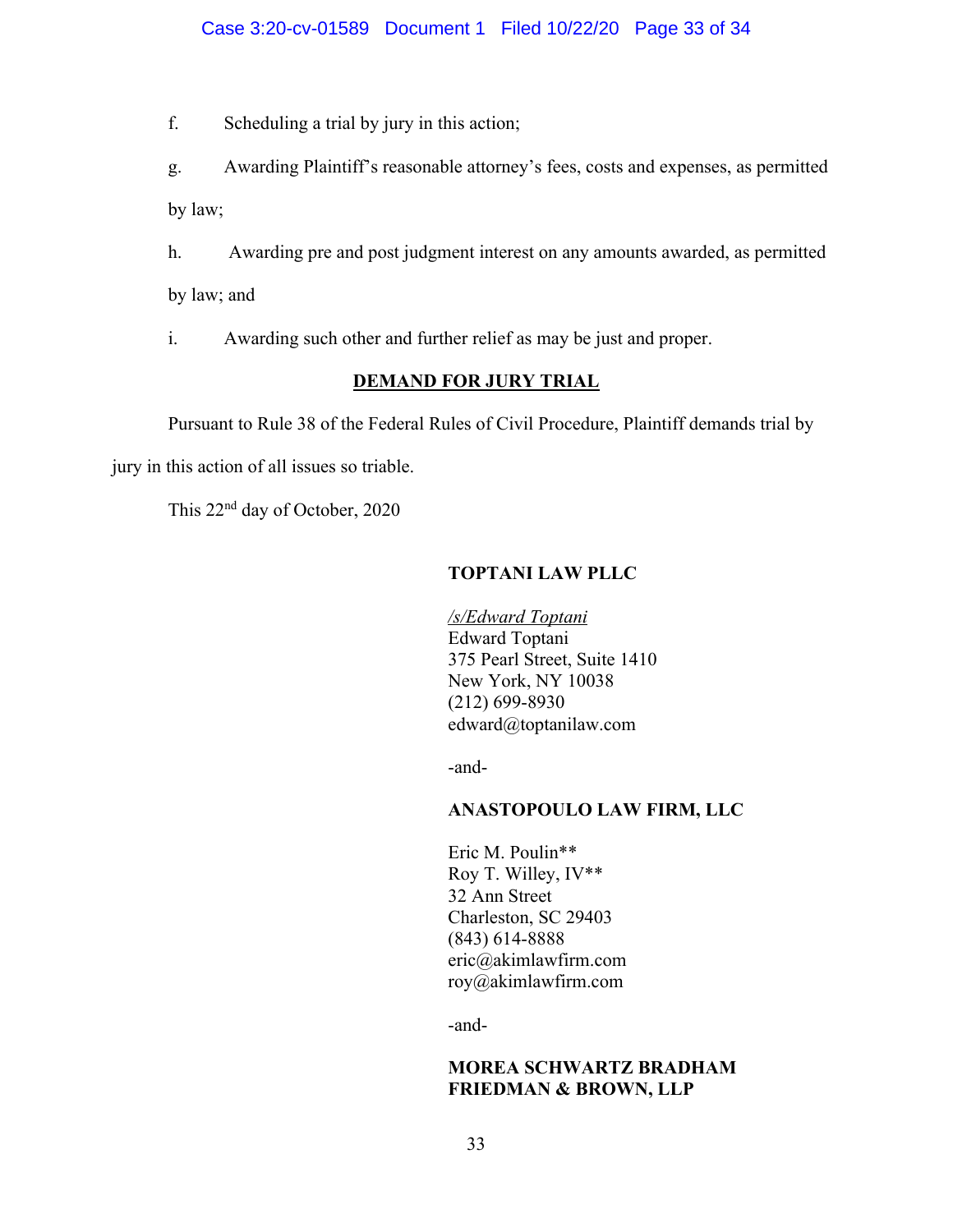f. Scheduling a trial by jury in this action;

g. Awarding Plaintiff's reasonable attorney's fees, costs and expenses, as permitted by law;

h. Awarding pre and post judgment interest on any amounts awarded, as permitted by law; and

i. Awarding such other and further relief as may be just and proper.

**DEMAND FOR JURY TRIAL**

Pursuant to Rule 38 of the Federal Rules of Civil Procedure, Plaintiff demands trial by jury in this action of all issues so triable.

This 22nd day of October, 2020

**TOPTANI LAW PLLC**

*/s/Edward Toptani*
Edward Toptani
375 Pearl Street, Suite 1410
New York, NY 10038
(212) 699-8930
edward@toptanilaw.com

-and-

**ANASTOPOULO LAW FIRM, LLC**

Eric M. Poulin**
Roy T. Willey, IV**
32 Ann Street
Charleston, SC 29403
(843) 614-8888
eric@akimlawfirm.com
roy@akimlawfirm.com

-and-

**MOREA SCHWARTZ BRADHAM FRIEDMAN & BROWN, LLP**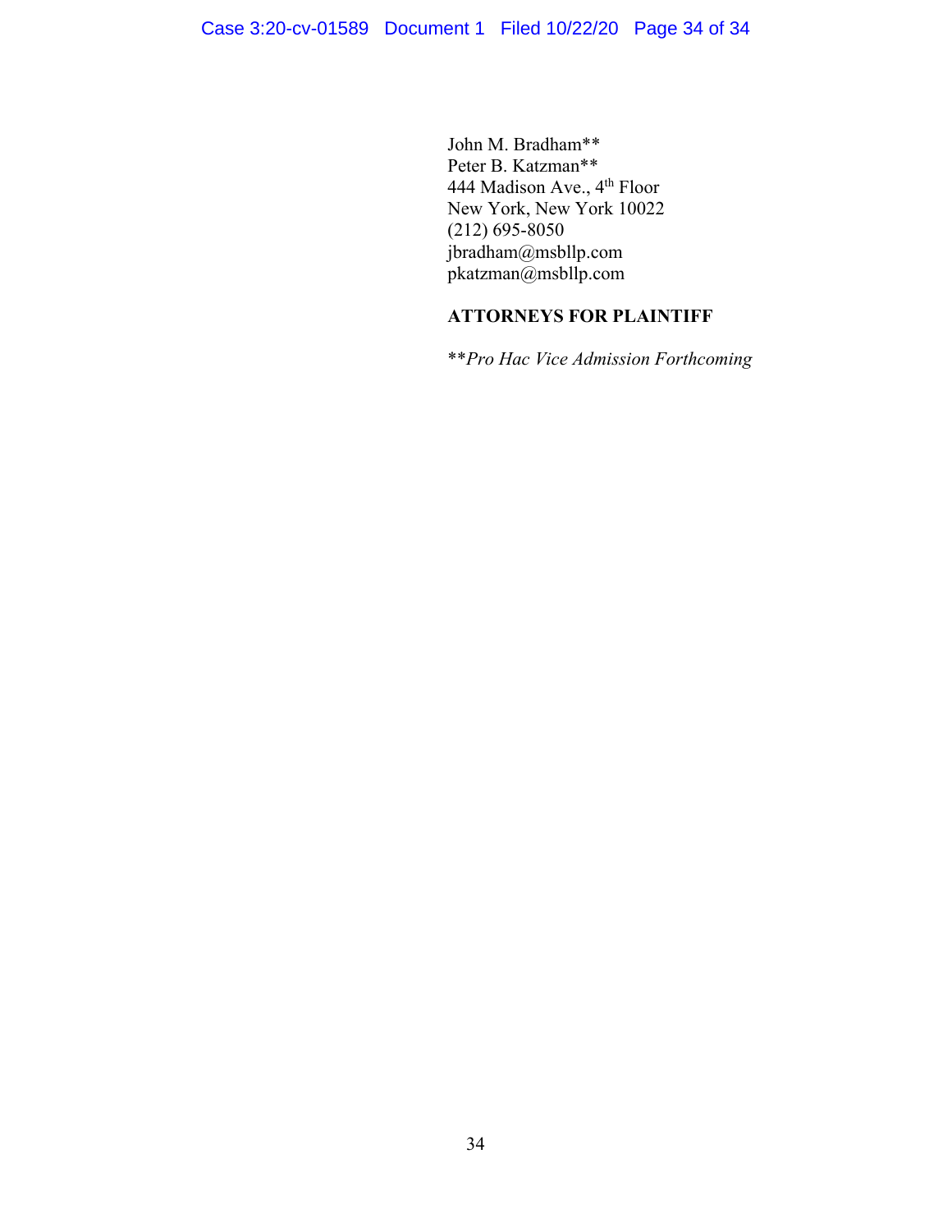John M. Bradham**
Peter B. Katzman**
444 Madison Ave., 4th Floor
New York, New York 10022
(212) 695-8050
jbradham@msbllp.com
pkatzman@msbllp.com

**ATTORNEYS FOR PLAINTIFF**

***Pro Hac Vice Admission Forthcoming***